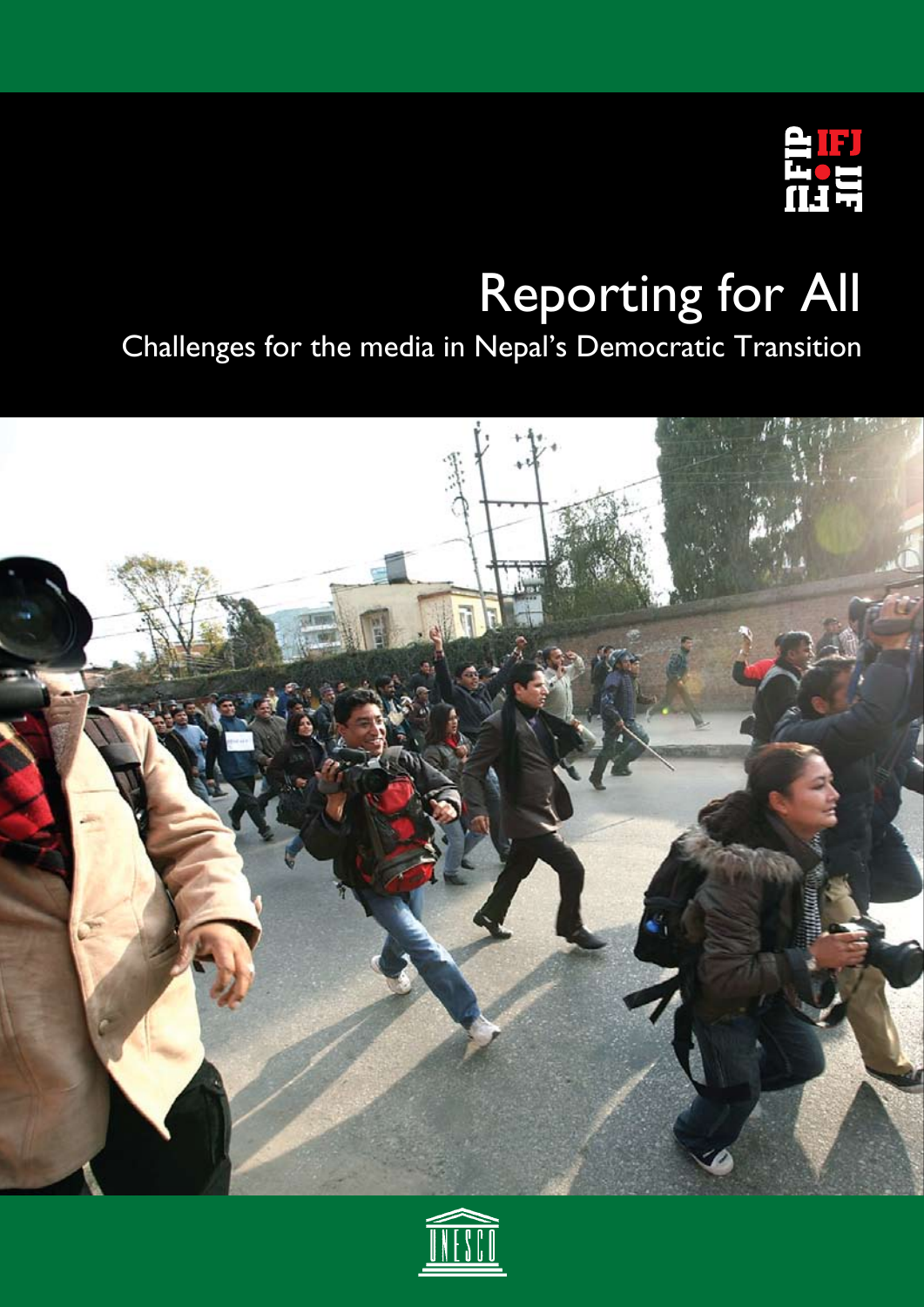# Reporting for All

## Challenges for the media in Nepal's Democratic Transition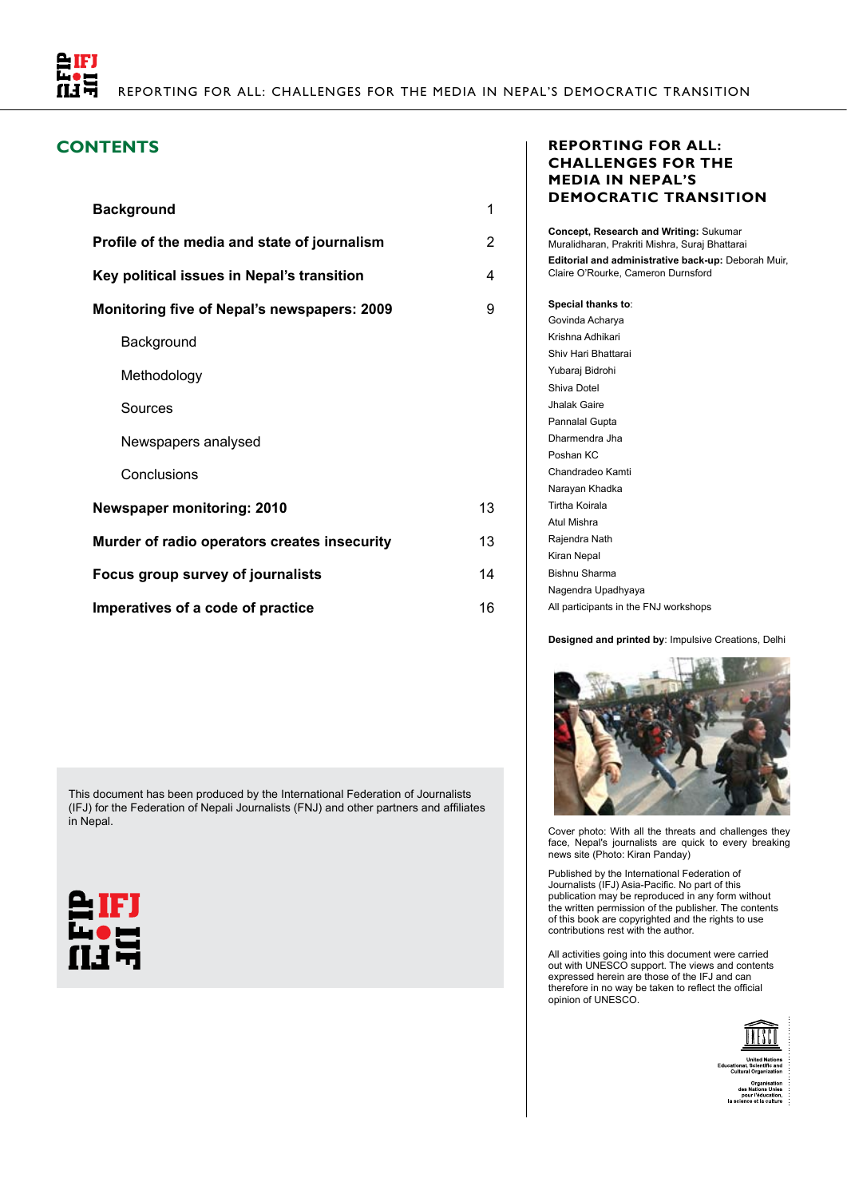## CONTENTS

| | |
|---|---|
| **Background** | 1 |
| **Profile of the media and state of journalism** | 2 |
| **Key political issues in Nepal's transition** | 4 |
| **Monitoring five of Nepal's newspapers: 2009** | 9 |
| Background | |
| Methodology | |
| Sources | |
| Newspapers analysed | |
| Conclusions | |
| **Newspaper monitoring: 2010** | 13 |
| **Murder of radio operators creates insecurity** | 13 |
| **Focus group survey of journalists** | 14 |
| **Imperatives of a code of practice** | 16 |

This document has been produced by the International Federation of Journalists (IFJ) for the Federation of Nepali Journalists (FNJ) and other partners and affiliates in Nepal.

## REPORTING FOR ALL: CHALLENGES FOR THE MEDIA IN NEPAL'S DEMOCRATIC TRANSITION

**Concept, Research and Writing:** Sukumar Muralidharan, Prakriti Mishra, Suraj Bhattarai

**Editorial and administrative back-up:** Deborah Muir, Claire O'Rourke, Cameron Durnsford

**Special thanks to**:
Govinda Acharya
Krishna Adhikari
Shiv Hari Bhattarai
Yubaraj Bidrohi
Shiva Dotel
Jhalak Gaire
Pannalal Gupta
Dharmendra Jha
Poshan KC
Chandradeo Kamti
Narayan Khadka
Tirtha Koirala
Atul Mishra
Rajendra Nath
Kiran Nepal
Bishnu Sharma
Nagendra Upadhyaya
All participants in the FNJ workshops

**Designed and printed by**: Impulsive Creations, Delhi

Cover photo: With all the threats and challenges they face, Nepal's journalists are quick to every breaking news site (Photo: Kiran Panday)

Published by the International Federation of Journalists (IFJ) Asia-Pacific. No part of this publication may be reproduced in any form without the written permission of the publisher. The contents of this book are copyrighted and the rights to use contributions rest with the author.

All activities going into this document were carried out with UNESCO support. The views and contents expressed herein are those of the IFJ and can therefore in no way be taken to reflect the official opinion of UNESCO.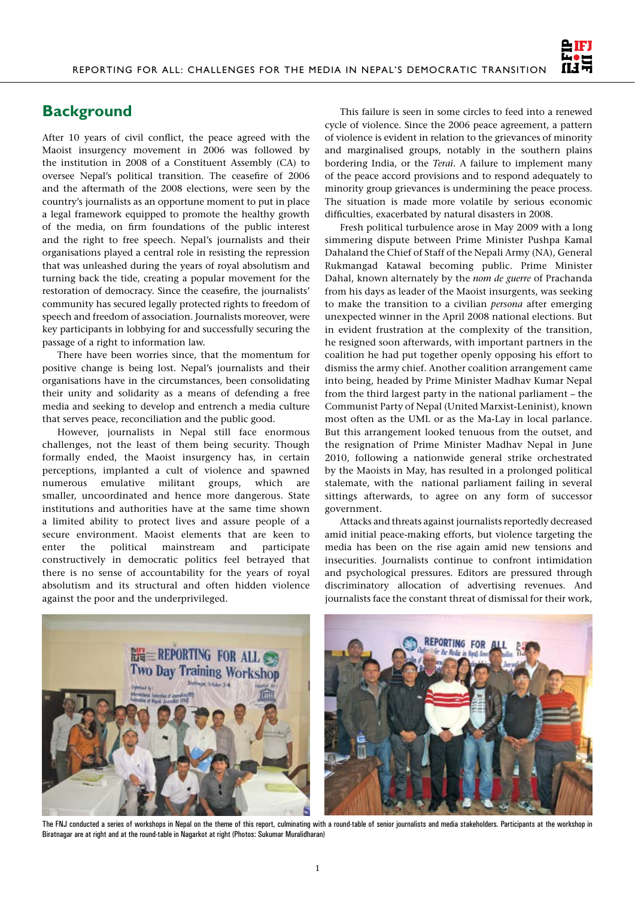## Background

After 10 years of civil conflict, the peace agreed with the Maoist insurgency movement in 2006 was followed by the institution in 2008 of a Constituent Assembly (CA) to oversee Nepal's political transition. The ceasefire of 2006 and the aftermath of the 2008 elections, were seen by the country's journalists as an opportune moment to put in place a legal framework equipped to promote the healthy growth of the media, on firm foundations of the public interest and the right to free speech. Nepal's journalists and their organisations played a central role in resisting the repression that was unleashed during the years of royal absolutism and turning back the tide, creating a popular movement for the restoration of democracy. Since the ceasefire, the journalists' community has secured legally protected rights to freedom of speech and freedom of association. Journalists moreover, were key participants in lobbying for and successfully securing the passage of a right to information law.

There have been worries since, that the momentum for positive change is being lost. Nepal's journalists and their organisations have in the circumstances, been consolidating their unity and solidarity as a means of defending a free media and seeking to develop and entrench a media culture that serves peace, reconciliation and the public good.

However, journalists in Nepal still face enormous challenges, not the least of them being security. Though formally ended, the Maoist insurgency has, in certain perceptions, implanted a cult of violence and spawned numerous emulative militant groups, which are smaller, uncoordinated and hence more dangerous. State institutions and authorities have at the same time shown a limited ability to protect lives and assure people of a secure environment. Maoist elements that are keen to enter the political mainstream and participate constructively in democratic politics feel betrayed that there is no sense of accountability for the years of royal absolutism and its structural and often hidden violence against the poor and the underprivileged.

This failure is seen in some circles to feed into a renewed cycle of violence. Since the 2006 peace agreement, a pattern of violence is evident in relation to the grievances of minority and marginalised groups, notably in the southern plains bordering India, or the *Terai*. A failure to implement many of the peace accord provisions and to respond adequately to minority group grievances is undermining the peace process. The situation is made more volatile by serious economic difficulties, exacerbated by natural disasters in 2008.

Fresh political turbulence arose in May 2009 with a long simmering dispute between Prime Minister Pushpa Kamal Dahaland the Chief of Staff of the Nepali Army (NA), General Rukmangad Katawal becoming public. Prime Minister Dahal, known alternately by the *nom de guerre* of Prachanda from his days as leader of the Maoist insurgents, was seeking to make the transition to a civilian *persona* after emerging unexpected winner in the April 2008 national elections. But in evident frustration at the complexity of the transition, he resigned soon afterwards, with important partners in the coalition he had put together openly opposing his effort to dismiss the army chief. Another coalition arrangement came into being, headed by Prime Minister Madhav Kumar Nepal from the third largest party in the national parliament – the Communist Party of Nepal (United Marxist-Leninist), known most often as the UML or as the Ma-Lay in local parlance. But this arrangement looked tenuous from the outset, and the resignation of Prime Minister Madhav Nepal in June 2010, following a nationwide general strike orchestrated by the Maoists in May, has resulted in a prolonged political stalemate, with the national parliament failing in several sittings afterwards, to agree on any form of successor government.

Attacks and threats against journalists reportedly decreased amid initial peace-making efforts, but violence targeting the media has been on the rise again amid new tensions and insecurities. Journalists continue to confront intimidation and psychological pressures. Editors are pressured through discriminatory allocation of advertising revenues. And journalists face the constant threat of dismissal for their work,

The FNJ conducted a series of workshops in Nepal on the theme of this report, culminating with a round-table of senior journalists and media stakeholders. Participants at the workshop in Biratnagar are at right and at the round-table in Nagarkot at right (Photos: Sukumar Muralidharan)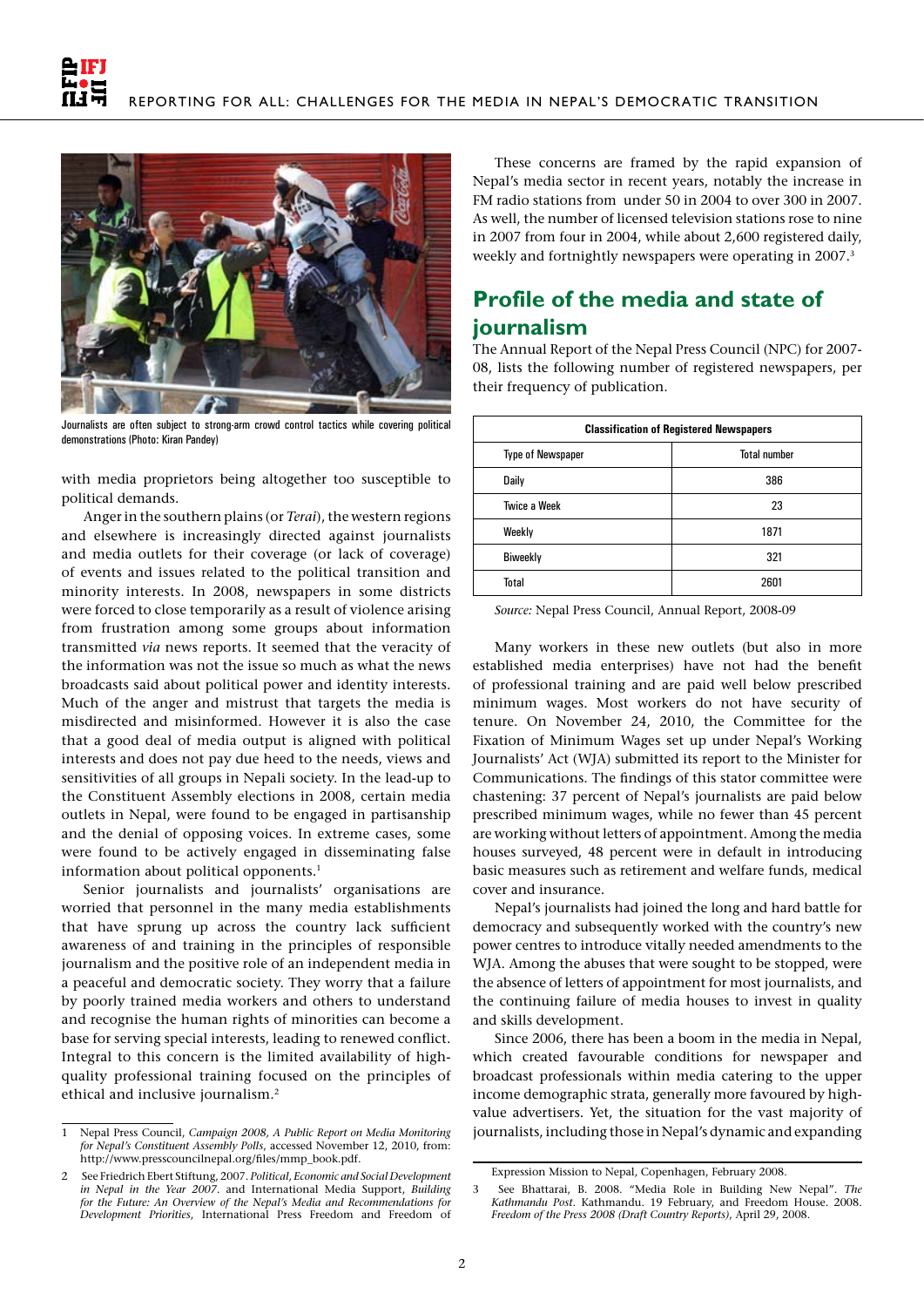Journalists are often subject to strong-arm crowd control tactics while covering political demonstrations (Photo: Kiran Pandey)

with media proprietors being altogether too susceptible to political demands.

Anger in the southern plains (or *Terai*), the western regions and elsewhere is increasingly directed against journalists and media outlets for their coverage (or lack of coverage) of events and issues related to the political transition and minority interests. In 2008, newspapers in some districts were forced to close temporarily as a result of violence arising from frustration among some groups about information transmitted *via* news reports. It seemed that the veracity of the information was not the issue so much as what the news broadcasts said about political power and identity interests. Much of the anger and mistrust that targets the media is misdirected and misinformed. However it is also the case that a good deal of media output is aligned with political interests and does not pay due heed to the needs, views and sensitivities of all groups in Nepali society. In the lead-up to the Constituent Assembly elections in 2008, certain media outlets in Nepal, were found to be engaged in partisanship and the denial of opposing voices. In extreme cases, some were found to be actively engaged in disseminating false information about political opponents.[1]

Senior journalists and journalists' organisations are worried that personnel in the many media establishments that have sprung up across the country lack sufficient awareness of and training in the principles of responsible journalism and the positive role of an independent media in a peaceful and democratic society. They worry that a failure by poorly trained media workers and others to understand and recognise the human rights of minorities can become a base for serving special interests, leading to renewed conflict. Integral to this concern is the limited availability of high-quality professional training focused on the principles of ethical and inclusive journalism.[2]

These concerns are framed by the rapid expansion of Nepal's media sector in recent years, notably the increase in FM radio stations from under 50 in 2004 to over 300 in 2007. As well, the number of licensed television stations rose to nine in 2007 from four in 2004, while about 2,600 registered daily, weekly and fortnightly newspapers were operating in 2007.[3]

## Profile of the media and state of journalism

The Annual Report of the Nepal Press Council (NPC) for 2007-08, lists the following number of registered newspapers, per their frequency of publication.

| Classification of Registered Newspapers | |
|---|---|
| Type of Newspaper | Total number |
| Daily | 386 |
| Twice a Week | 23 |
| Weekly | 1871 |
| Biweekly | 321 |
| Total | 2601 |

*Source:* Nepal Press Council, Annual Report, 2008-09

Many workers in these new outlets (but also in more established media enterprises) have not had the benefit of professional training and are paid well below prescribed minimum wages. Most workers do not have security of tenure. On November 24, 2010, the Committee for the Fixation of Minimum Wages set up under Nepal's Working Journalists' Act (WJA) submitted its report to the Minister for Communications. The findings of this stator committee were chastening: 37 percent of Nepal's journalists are paid below prescribed minimum wages, while no fewer than 45 percent are working without letters of appointment. Among the media houses surveyed, 48 percent were in default in introducing basic measures such as retirement and welfare funds, medical cover and insurance.

Nepal's journalists had joined the long and hard battle for democracy and subsequently worked with the country's new power centres to introduce vitally needed amendments to the WJA. Among the abuses that were sought to be stopped, were the absence of letters of appointment for most journalists, and the continuing failure of media houses to invest in quality and skills development.

Since 2006, there has been a boom in the media in Nepal, which created favourable conditions for newspaper and broadcast professionals within media catering to the upper income demographic strata, generally more favoured by high-value advertisers. Yet, the situation for the vast majority of journalists, including those in Nepal's dynamic and expanding

---

1 Nepal Press Council, *Campaign 2008, A Public Report on Media Monitoring for Nepal's Constituent Assembly Polls*, accessed November 12, 2010, from: http://www.presscouncilnepal.org/files/mmp_book.pdf.

2 See Friedrich Ebert Stiftung, 2007. *Political, Economic and Social Development in Nepal in the Year 2007*. and International Media Support, *Building for the Future: An Overview of the Nepal's Media and Recommendations for Development Priorities*, International Press Freedom and Freedom of Expression Mission to Nepal, Copenhagen, February 2008.

3 See Bhattarai, B. 2008. "Media Role in Building New Nepal". *The Kathmandu Post*. Kathmandu. 19 February, and Freedom House. 2008. *Freedom of the Press 2008 (Draft Country Reports)*, April 29, 2008.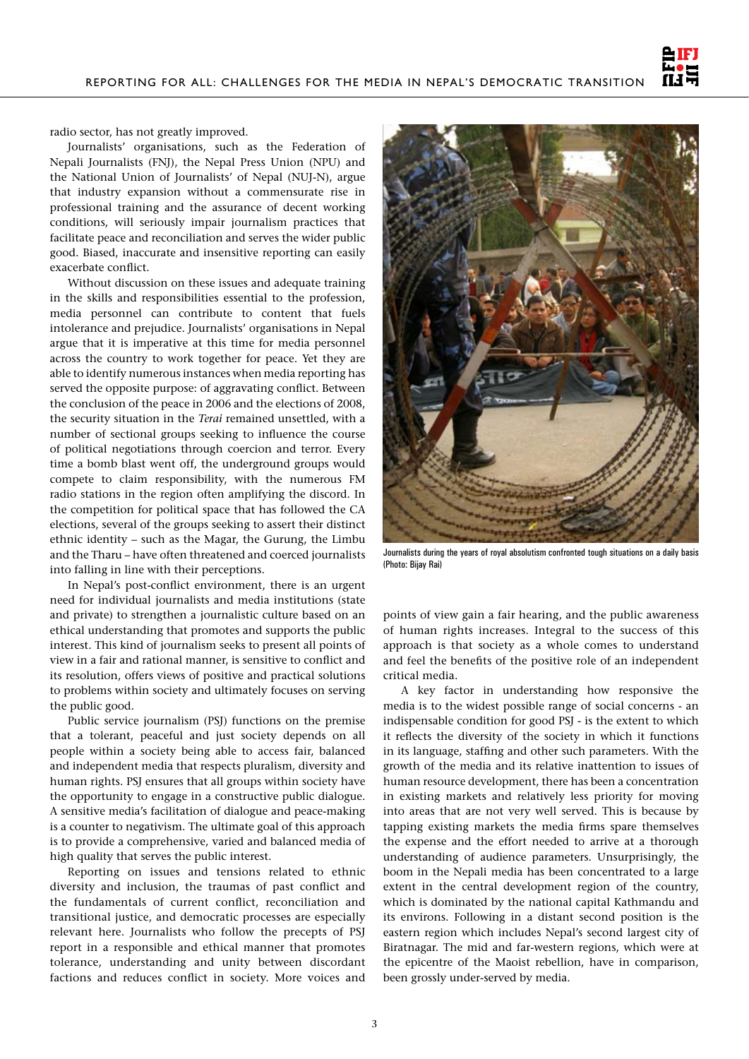radio sector, has not greatly improved.

Journalists' organisations, such as the Federation of Nepali Journalists (FNJ), the Nepal Press Union (NPU) and the National Union of Journalists' of Nepal (NUJ-N), argue that industry expansion without a commensurate rise in professional training and the assurance of decent working conditions, will seriously impair journalism practices that facilitate peace and reconciliation and serves the wider public good. Biased, inaccurate and insensitive reporting can easily exacerbate conflict.

Without discussion on these issues and adequate training in the skills and responsibilities essential to the profession, media personnel can contribute to content that fuels intolerance and prejudice. Journalists' organisations in Nepal argue that it is imperative at this time for media personnel across the country to work together for peace. Yet they are able to identify numerous instances when media reporting has served the opposite purpose: of aggravating conflict. Between the conclusion of the peace in 2006 and the elections of 2008, the security situation in the *Terai* remained unsettled, with a number of sectional groups seeking to influence the course of political negotiations through coercion and terror. Every time a bomb blast went off, the underground groups would compete to claim responsibility, with the numerous FM radio stations in the region often amplifying the discord. In the competition for political space that has followed the CA elections, several of the groups seeking to assert their distinct ethnic identity – such as the Magar, the Gurung, the Limbu and the Tharu – have often threatened and coerced journalists into falling in line with their perceptions.

In Nepal's post-conflict environment, there is an urgent need for individual journalists and media institutions (state and private) to strengthen a journalistic culture based on an ethical understanding that promotes and supports the public interest. This kind of journalism seeks to present all points of view in a fair and rational manner, is sensitive to conflict and its resolution, offers views of positive and practical solutions to problems within society and ultimately focuses on serving the public good.

Public service journalism (PSJ) functions on the premise that a tolerant, peaceful and just society depends on all people within a society being able to access fair, balanced and independent media that respects pluralism, diversity and human rights. PSJ ensures that all groups within society have the opportunity to engage in a constructive public dialogue. A sensitive media's facilitation of dialogue and peace-making is a counter to negativism. The ultimate goal of this approach is to provide a comprehensive, varied and balanced media of high quality that serves the public interest.

Reporting on issues and tensions related to ethnic diversity and inclusion, the traumas of past conflict and the fundamentals of current conflict, reconciliation and transitional justice, and democratic processes are especially relevant here. Journalists who follow the precepts of PSJ report in a responsible and ethical manner that promotes tolerance, understanding and unity between discordant factions and reduces conflict in society. More voices and points of view gain a fair hearing, and the public awareness of human rights increases. Integral to the success of this approach is that society as a whole comes to understand and feel the benefits of the positive role of an independent critical media.

Journalists during the years of royal absolutism confronted tough situations on a daily basis (Photo: Bijay Rai)

A key factor in understanding how responsive the media is to the widest possible range of social concerns - an indispensable condition for good PSJ - is the extent to which it reflects the diversity of the society in which it functions in its language, staffing and other such parameters. With the growth of the media and its relative inattention to issues of human resource development, there has been a concentration in existing markets and relatively less priority for moving into areas that are not very well served. This is because by tapping existing markets the media firms spare themselves the expense and the effort needed to arrive at a thorough understanding of audience parameters. Unsurprisingly, the boom in the Nepali media has been concentrated to a large extent in the central development region of the country, which is dominated by the national capital Kathmandu and its environs. Following in a distant second position is the eastern region which includes Nepal's second largest city of Biratnagar. The mid and far-western regions, which were at the epicentre of the Maoist rebellion, have in comparison, been grossly under-served by media.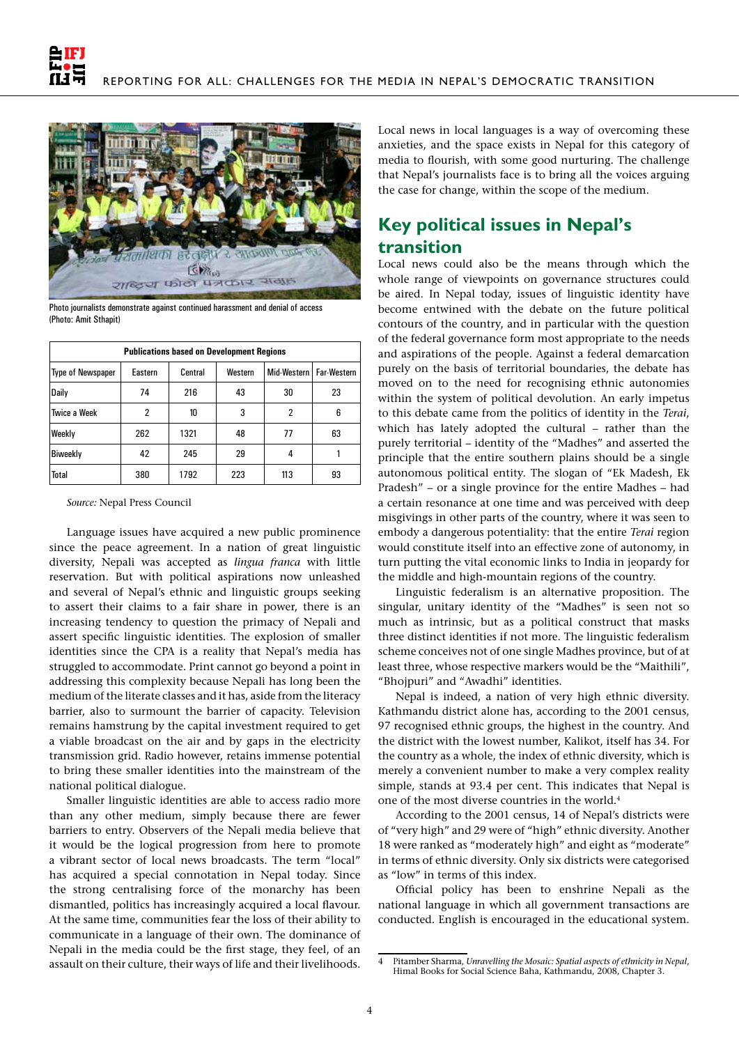Photo journalists demonstrate against continued harassment and denial of access (Photo: Amit Sthapit)

| Publications based on Development Regions | | | | | |
|---|---|---|---|---|---|
| Type of Newspaper | Eastern | Central | Western | Mid-Western | Far-Western |
| Daily | 74 | 216 | 43 | 30 | 23 |
| Twice a Week | 2 | 10 | 3 | 2 | 6 |
| Weekly | 262 | 1321 | 48 | 77 | 63 |
| Biweekly | 42 | 245 | 29 | 4 | 1 |
| Total | 380 | 1792 | 223 | 113 | 93 |

*Source:* Nepal Press Council

Language issues have acquired a new public prominence since the peace agreement. In a nation of great linguistic diversity, Nepali was accepted as *lingua franca* with little reservation. But with political aspirations now unleashed and several of Nepal's ethnic and linguistic groups seeking to assert their claims to a fair share in power, there is an increasing tendency to question the primacy of Nepali and assert specific linguistic identities. The explosion of smaller identities since the CPA is a reality that Nepal's media has struggled to accommodate. Print cannot go beyond a point in addressing this complexity because Nepali has long been the medium of the literate classes and it has, aside from the literacy barrier, also to surmount the barrier of capacity. Television remains hamstrung by the capital investment required to get a viable broadcast on the air and by gaps in the electricity transmission grid. Radio however, retains immense potential to bring these smaller identities into the mainstream of the national political dialogue.

Smaller linguistic identities are able to access radio more than any other medium, simply because there are fewer barriers to entry. Observers of the Nepali media believe that it would be the logical progression from here to promote a vibrant sector of local news broadcasts. The term "local" has acquired a special connotation in Nepal today. Since the strong centralising force of the monarchy has been dismantled, politics has increasingly acquired a local flavour. At the same time, communities fear the loss of their ability to communicate in a language of their own. The dominance of Nepali in the media could be the first stage, they feel, of an assault on their culture, their ways of life and their livelihoods.

Local news in local languages is a way of overcoming these anxieties, and the space exists in Nepal for this category of media to flourish, with some good nurturing. The challenge that Nepal's journalists face is to bring all the voices arguing the case for change, within the scope of the medium.

## Key political issues in Nepal's transition

Local news could also be the means through which the whole range of viewpoints on governance structures could be aired. In Nepal today, issues of linguistic identity have become entwined with the debate on the future political contours of the country, and in particular with the question of the federal governance form most appropriate to the needs and aspirations of the people. Against a federal demarcation purely on the basis of territorial boundaries, the debate has moved on to the need for recognising ethnic autonomies within the system of political devolution. An early impetus to this debate came from the politics of identity in the *Terai*, which has lately adopted the cultural – rather than the purely territorial – identity of the "Madhes" and asserted the principle that the entire southern plains should be a single autonomous political entity. The slogan of "Ek Madesh, Ek Pradesh" – or a single province for the entire Madhes – had a certain resonance at one time and was perceived with deep misgivings in other parts of the country, where it was seen to embody a dangerous potentiality: that the entire *Terai* region would constitute itself into an effective zone of autonomy, in turn putting the vital economic links to India in jeopardy for the middle and high-mountain regions of the country.

Linguistic federalism is an alternative proposition. The singular, unitary identity of the "Madhes" is seen not so much as intrinsic, but as a political construct that masks three distinct identities if not more. The linguistic federalism scheme conceives not of one single Madhes province, but of at least three, whose respective markers would be the "Maithili", "Bhojpuri" and "Awadhi" identities.

Nepal is indeed, a nation of very high ethnic diversity. Kathmandu district alone has, according to the 2001 census, 97 recognised ethnic groups, the highest in the country. And the district with the lowest number, Kalikot, itself has 34. For the country as a whole, the index of ethnic diversity, which is merely a convenient number to make a very complex reality simple, stands at 93.4 per cent. This indicates that Nepal is one of the most diverse countries in the world.[4]

According to the 2001 census, 14 of Nepal's districts were of "very high" and 29 were of "high" ethnic diversity. Another 18 were ranked as "moderately high" and eight as "moderate" in terms of ethnic diversity. Only six districts were categorised as "low" in terms of this index.

Official policy has been to enshrine Nepali as the national language in which all government transactions are conducted. English is encouraged in the educational system.

---

4 Pitamber Sharma, *Unravelling the Mosaic: Spatial aspects of ethnicity in Nepal*, Himal Books for Social Science Baha, Kathmandu, 2008, Chapter 3.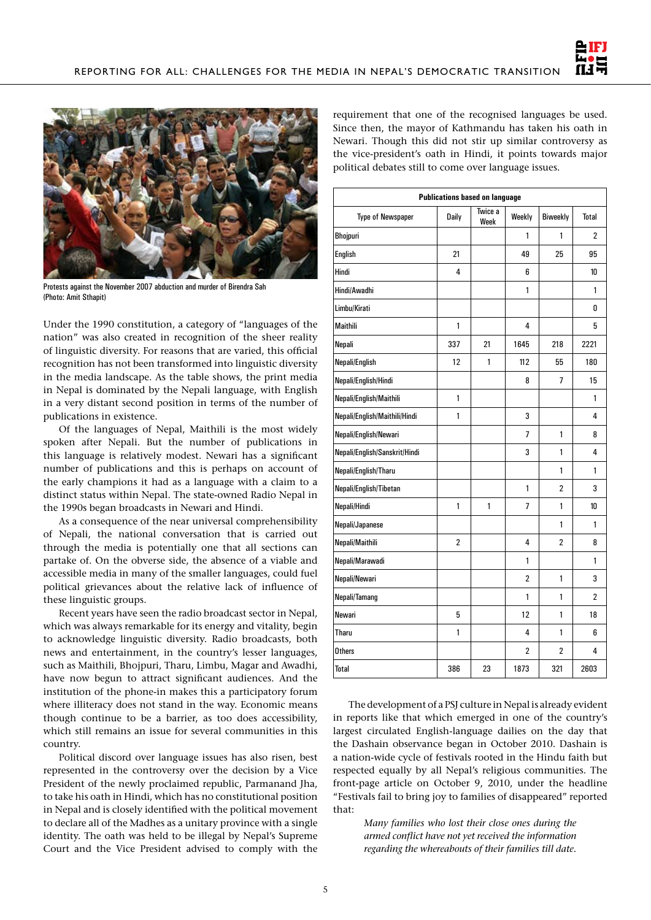Protests against the November 2007 abduction and murder of Birendra Sah (Photo: Amit Sthapit)

Under the 1990 constitution, a category of "languages of the nation" was also created in recognition of the sheer reality of linguistic diversity. For reasons that are varied, this official recognition has not been transformed into linguistic diversity in the media landscape. As the table shows, the print media in Nepal is dominated by the Nepali language, with English in a very distant second position in terms of the number of publications in existence.

Of the languages of Nepal, Maithili is the most widely spoken after Nepali. But the number of publications in this language is relatively modest. Newari has a significant number of publications and this is perhaps on account of the early champions it had as a language with a claim to a distinct status within Nepal. The state-owned Radio Nepal in the 1990s began broadcasts in Newari and Hindi.

As a consequence of the near universal comprehensibility of Nepali, the national conversation that is carried out through the media is potentially one that all sections can partake of. On the obverse side, the absence of a viable and accessible media in many of the smaller languages, could fuel political grievances about the relative lack of influence of these linguistic groups.

Recent years have seen the radio broadcast sector in Nepal, which was always remarkable for its energy and vitality, begin to acknowledge linguistic diversity. Radio broadcasts, both news and entertainment, in the country's lesser languages, such as Maithili, Bhojpuri, Tharu, Limbu, Magar and Awadhi, have now begun to attract significant audiences. And the institution of the phone-in makes this a participatory forum where illiteracy does not stand in the way. Economic means though continue to be a barrier, as too does accessibility, which still remains an issue for several communities in this country.

Political discord over language issues has also risen, best represented in the controversy over the decision by a Vice President of the newly proclaimed republic, Parmanand Jha, to take his oath in Hindi, which has no constitutional position in Nepal and is closely identified with the political movement to declare all of the Madhes as a unitary province with a single identity. The oath was held to be illegal by Nepal's Supreme Court and the Vice President advised to comply with the requirement that one of the recognised languages be used. Since then, the mayor of Kathmandu has taken his oath in Newari. Though this did not stir up similar controversy as the vice-president's oath in Hindi, it points towards major political debates still to come over language issues.

**Publications based on language**

| Type of Newspaper | Daily | Twice a Week | Weekly | Biweekly | Total |
|---|---|---|---|---|---|
| Bhojpuri | | | 1 | 1 | 2 |
| English | 21 | | 49 | 25 | 95 |
| Hindi | 4 | | 6 | | 10 |
| Hindi/Awadhi | | | 1 | | 1 |
| Limbu/Kirati | | | | | 0 |
| Maithili | 1 | | 4 | | 5 |
| Nepali | 337 | 21 | 1645 | 218 | 2221 |
| Nepali/English | 12 | 1 | 112 | 55 | 180 |
| Nepali/English/Hindi | | | 8 | 7 | 15 |
| Nepali/English/Maithili | 1 | | | | 1 |
| Nepali/English/Maithili/Hindi | 1 | | 3 | | 4 |
| Nepali/English/Newari | | | 7 | 1 | 8 |
| Nepali/English/Sanskrit/Hindi | | | 3 | 1 | 4 |
| Nepali/English/Tharu | | | | 1 | 1 |
| Nepali/English/Tibetan | | | 1 | 2 | 3 |
| Nepali/Hindi | 1 | 1 | 7 | 1 | 10 |
| Nepali/Japanese | | | | 1 | 1 |
| Nepali/Maithili | 2 | | 4 | 2 | 8 |
| Nepali/Marawadi | | | 1 | | 1 |
| Nepali/Newari | | | 2 | 1 | 3 |
| Nepali/Tamang | | | 1 | 1 | 2 |
| Newari | 5 | | 12 | 1 | 18 |
| Tharu | 1 | | 4 | 1 | 6 |
| Others | | | 2 | 2 | 4 |
| Total | 386 | 23 | 1873 | 321 | 2603 |

The development of a PSJ culture in Nepal is already evident in reports like that which emerged in one of the country's largest circulated English-language dailies on the day that the Dashain observance began in October 2010. Dashain is a nation-wide cycle of festivals rooted in the Hindu faith but respected equally by all Nepal's religious communities. The front-page article on October 9, 2010, under the headline "Festivals fail to bring joy to families of disappeared" reported that:

> *Many families who lost their close ones during the armed conflict have not yet received the information regarding the whereabouts of their families till date.*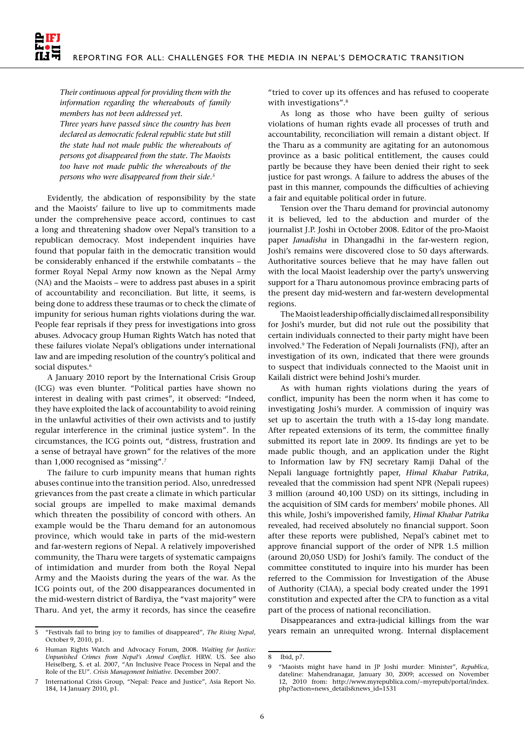*Their continuous appeal for providing them with the information regarding the whereabouts of family members has not been addressed yet.*

*Three years have passed since the country has been declared as democratic federal republic state but still the state had not made public the whereabouts of persons got disappeared from the state. The Maoists too have not made public the whereabouts of the persons who were disappeared from their side.*[5]

Evidently, the abdication of responsibility by the state and the Maoists' failure to live up to commitments made under the comprehensive peace accord, continues to cast a long and threatening shadow over Nepal's transition to a republican democracy. Most independent inquiries have found that popular faith in the democratic transition would be considerably enhanced if the erstwhile combatants – the former Royal Nepal Army now known as the Nepal Army (NA) and the Maoists – were to address past abuses in a spirit of accountability and reconciliation. But litte, it seems, is being done to address these traumas or to check the climate of impunity for serious human rights violations during the war. People fear reprisals if they press for investigations into gross abuses. Advocacy group Human Rights Watch has noted that these failures violate Nepal's obligations under international law and are impeding resolution of the country's political and social disputes.[6]

A January 2010 report by the International Crisis Group (ICG) was even blunter. "Political parties have shown no interest in dealing with past crimes", it observed: "Indeed, they have exploited the lack of accountability to avoid reining in the unlawful activities of their own activists and to justify regular interference in the criminal justice system". In the circumstances, the ICG points out, "distress, frustration and a sense of betrayal have grown" for the relatives of the more than 1,000 recognised as "missing".[7]

The failure to curb impunity means that human rights abuses continue into the transition period. Also, unredressed grievances from the past create a climate in which particular social groups are impelled to make maximal demands which threaten the possibility of concord with others. An example would be the Tharu demand for an autonomous province, which would take in parts of the mid-western and far-western regions of Nepal. A relatively impoverished community, the Tharu were targets of systematic campaigns of intimidation and murder from both the Royal Nepal Army and the Maoists during the years of the war. As the ICG points out, of the 200 disappearances documented in the mid-western district of Bardiya, the "vast majority" were Tharu. And yet, the army it records, has since the ceasefire "tried to cover up its offences and has refused to cooperate with investigations".[8]

As long as those who have been guilty of serious violations of human rights evade all processes of truth and accountability, reconciliation will remain a distant object. If the Tharu as a community are agitating for an autonomous province as a basic political entitlement, the causes could partly be because they have been denied their right to seek justice for past wrongs. A failure to address the abuses of the past in this manner, compounds the difficulties of achieving a fair and equitable political order in future.

Tension over the Tharu demand for provincial autonomy it is believed, led to the abduction and murder of the journalist J.P. Joshi in October 2008. Editor of the pro-Maoist paper *Janadisha* in Dhangadhi in the far-western region, Joshi's remains were discovered close to 50 days afterwards. Authoritative sources believe that he may have fallen out with the local Maoist leadership over the party's unswerving support for a Tharu autonomous province embracing parts of the present day mid-western and far-western developmental regions.

The Maoist leadership officially disclaimed all responsibility for Joshi's murder, but did not rule out the possibility that certain individuals connected to their party might have been involved.[9] The Federation of Nepali Journalists (FNJ), after an investigation of its own, indicated that there were grounds to suspect that individuals connected to the Maoist unit in Kailali district were behind Joshi's murder.

As with human rights violations during the years of conflict, impunity has been the norm when it has come to investigating Joshi's murder. A commission of inquiry was set up to ascertain the truth with a 15-day long mandate. After repeated extensions of its term, the committee finally submitted its report late in 2009. Its findings are yet to be made public though, and an application under the Right to Information law by FNJ secretary Ramji Dahal of the Nepali language fortnightly paper, *Himal Khabar Patrika*, revealed that the commission had spent NPR (Nepali rupees) 3 million (around 40,100 USD) on its sittings, including in the acquisition of SIM cards for members' mobile phones. All this while, Joshi's impoverished family, *Himal Khabar Patrika* revealed, had received absolutely no financial support. Soon after these reports were published, Nepal's cabinet met to approve financial support of the order of NPR 1.5 million (around 20,050 USD) for Joshi's family. The conduct of the committee constituted to inquire into his murder has been referred to the Commission for Investigation of the Abuse of Authority (CIAA), a special body created under the 1991 constitution and expected after the CPA to function as a vital part of the process of national reconciliation.

Disappearances and extra-judicial killings from the war years remain an unrequited wrong. Internal displacement

---

5 "Festivals fail to bring joy to families of disappeared", *The Rising Nepal*, October 9, 2010, p1.

6 Human Rights Watch and Advocacy Forum, 2008. *Waiting for Justice: Unpunished Crimes from Nepal's Armed Conflict*. HRW. US. See also Heiselberg, S. et al. 2007, "An Inclusive Peace Process in Nepal and the Role of the EU". *Crisis Management Initiative*. December 2007.

7 International Crisis Group, "Nepal: Peace and Justice", Asia Report No. 184, 14 January 2010, p1.

8 Ibid, p7.

9 "Maoists might have hand in JP Joshi murder: Minister", *Republica*, dateline: Mahendranagar, January 30, 2009; accessed on November 12, 2010 from: http://www.myrepublica.com/~myrepub/portal/index.php?action=news_details&news_id=1531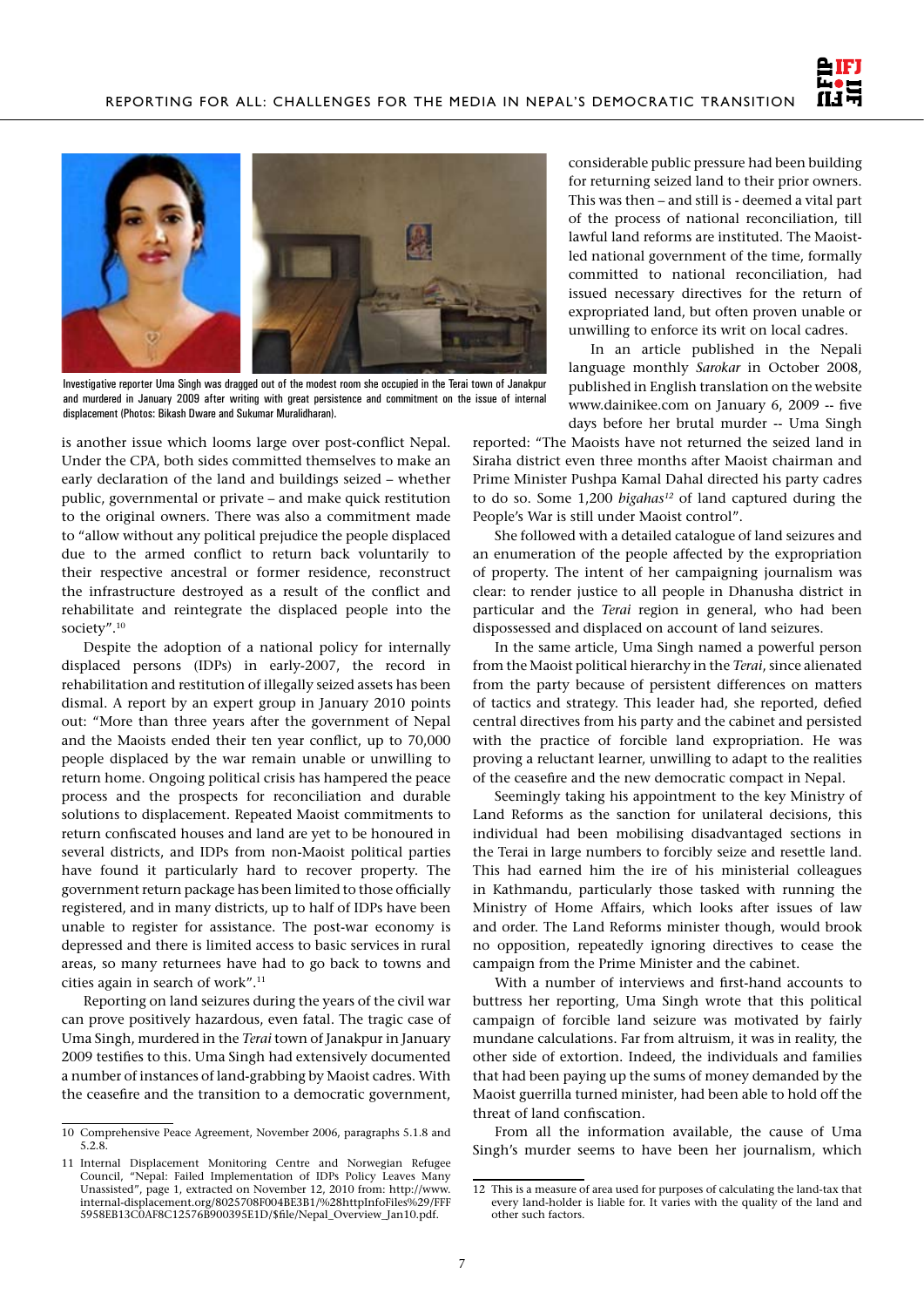Investigative reporter Uma Singh was dragged out of the modest room she occupied in the Terai town of Janakpur and murdered in January 2009 after writing with great persistence and commitment on the issue of internal displacement (Photos: Bikash Dware and Sukumar Muralidharan).

is another issue which looms large over post-conflict Nepal. Under the CPA, both sides committed themselves to make an early declaration of the land and buildings seized – whether public, governmental or private – and make quick restitution to the original owners. There was also a commitment made to "allow without any political prejudice the people displaced due to the armed conflict to return back voluntarily to their respective ancestral or former residence, reconstruct the infrastructure destroyed as a result of the conflict and rehabilitate and reintegrate the displaced people into the society".[10]

Despite the adoption of a national policy for internally displaced persons (IDPs) in early-2007, the record in rehabilitation and restitution of illegally seized assets has been dismal. A report by an expert group in January 2010 points out: "More than three years after the government of Nepal and the Maoists ended their ten year conflict, up to 70,000 people displaced by the war remain unable or unwilling to return home. Ongoing political crisis has hampered the peace process and the prospects for reconciliation and durable solutions to displacement. Repeated Maoist commitments to return confiscated houses and land are yet to be honoured in several districts, and IDPs from non-Maoist political parties have found it particularly hard to recover property. The government return package has been limited to those officially registered, and in many districts, up to half of IDPs have been unable to register for assistance. The post-war economy is depressed and there is limited access to basic services in rural areas, so many returnees have had to go back to towns and cities again in search of work".[11]

Reporting on land seizures during the years of the civil war can prove positively hazardous, even fatal. The tragic case of Uma Singh, murdered in the *Terai* town of Janakpur in January 2009 testifies to this. Uma Singh had extensively documented a number of instances of land-grabbing by Maoist cadres. With the ceasefire and the transition to a democratic government, considerable public pressure had been building for returning seized land to their prior owners. This was then – and still is - deemed a vital part of the process of national reconciliation, till lawful land reforms are instituted. The Maoist-led national government of the time, formally committed to national reconciliation, had issued necessary directives for the return of expropriated land, but often proven unable or unwilling to enforce its writ on local cadres.

In an article published in the Nepali language monthly *Sarokar* in October 2008, published in English translation on the website www.dainikee.com on January 6, 2009 -- five days before her brutal murder -- Uma Singh reported: "The Maoists have not returned the seized land in Siraha district even three months after Maoist chairman and Prime Minister Pushpa Kamal Dahal directed his party cadres to do so. Some 1,200 *bigahas*[12] of land captured during the People's War is still under Maoist control".

She followed with a detailed catalogue of land seizures and an enumeration of the people affected by the expropriation of property. The intent of her campaigning journalism was clear: to render justice to all people in Dhanusha district in particular and the *Terai* region in general, who had been dispossessed and displaced on account of land seizures.

In the same article, Uma Singh named a powerful person from the Maoist political hierarchy in the *Terai*, since alienated from the party because of persistent differences on matters of tactics and strategy. This leader had, she reported, defied central directives from his party and the cabinet and persisted with the practice of forcible land expropriation. He was proving a reluctant learner, unwilling to adapt to the realities of the ceasefire and the new democratic compact in Nepal.

Seemingly taking his appointment to the key Ministry of Land Reforms as the sanction for unilateral decisions, this individual had been mobilising disadvantaged sections in the Terai in large numbers to forcibly seize and resettle land. This had earned him the ire of his ministerial colleagues in Kathmandu, particularly those tasked with running the Ministry of Home Affairs, which looks after issues of law and order. The Land Reforms minister though, would brook no opposition, repeatedly ignoring directives to cease the campaign from the Prime Minister and the cabinet.

With a number of interviews and first-hand accounts to buttress her reporting, Uma Singh wrote that this political campaign of forcible land seizure was motivated by fairly mundane calculations. Far from altruism, it was in reality, the other side of extortion. Indeed, the individuals and families that had been paying up the sums of money demanded by the Maoist guerrilla turned minister, had been able to hold off the threat of land confiscation.

From all the information available, the cause of Uma Singh's murder seems to have been her journalism, which

---

10 Comprehensive Peace Agreement, November 2006, paragraphs 5.1.8 and 5.2.8.

11 Internal Displacement Monitoring Centre and Norwegian Refugee Council, "Nepal: Failed Implementation of IDPs Policy Leaves Many Unassisted", page 1, extracted on November 12, 2010 from: http://www.internal-displacement.org/8025708F004BE3B1/%28httpInfoFiles%29/FFF5958EB13C0AF8C12576B900395E1D/$file/Nepal_Overview_Jan10.pdf.

12 This is a measure of area used for purposes of calculating the land-tax that every land-holder is liable for. It varies with the quality of the land and other such factors.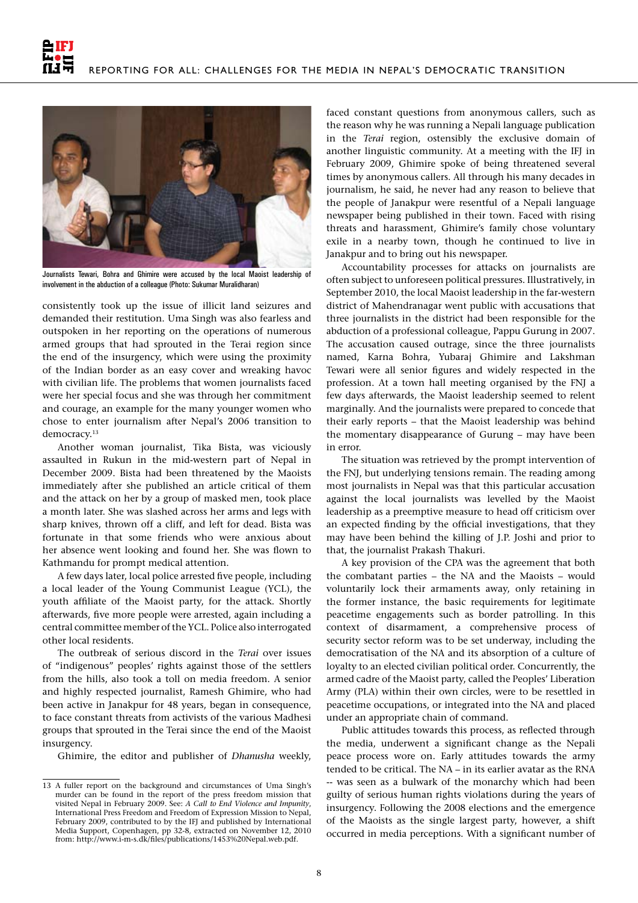Journalists Tewari, Bohra and Ghimire were accused by the local Maoist leadership of involvement in the abduction of a colleague (Photo: Sukumar Muralidharan)

consistently took up the issue of illicit land seizures and demanded their restitution. Uma Singh was also fearless and outspoken in her reporting on the operations of numerous armed groups that had sprouted in the Terai region since the end of the insurgency, which were using the proximity of the Indian border as an easy cover and wreaking havoc with civilian life. The problems that women journalists faced were her special focus and she was through her commitment and courage, an example for the many younger women who chose to enter journalism after Nepal's 2006 transition to democracy.[13]

Another woman journalist, Tika Bista, was viciously assaulted in Rukun in the mid-western part of Nepal in December 2009. Bista had been threatened by the Maoists immediately after she published an article critical of them and the attack on her by a group of masked men, took place a month later. She was slashed across her arms and legs with sharp knives, thrown off a cliff, and left for dead. Bista was fortunate in that some friends who were anxious about her absence went looking and found her. She was flown to Kathmandu for prompt medical attention.

A few days later, local police arrested five people, including a local leader of the Young Communist League (YCL), the youth affiliate of the Maoist party, for the attack. Shortly afterwards, five more people were arrested, again including a central committee member of the YCL. Police also interrogated other local residents.

The outbreak of serious discord in the *Terai* over issues of "indigenous" peoples' rights against those of the settlers from the hills, also took a toll on media freedom. A senior and highly respected journalist, Ramesh Ghimire, who had been active in Janakpur for 48 years, began in consequence, to face constant threats from activists of the various Madhesi groups that sprouted in the Terai since the end of the Maoist insurgency.

Ghimire, the editor and publisher of *Dhanusha* weekly, faced constant questions from anonymous callers, such as the reason why he was running a Nepali language publication in the *Terai* region, ostensibly the exclusive domain of another linguistic community. At a meeting with the IFJ in February 2009, Ghimire spoke of being threatened several times by anonymous callers. All through his many decades in journalism, he said, he never had any reason to believe that the people of Janakpur were resentful of a Nepali language newspaper being published in their town. Faced with rising threats and harassment, Ghimire's family chose voluntary exile in a nearby town, though he continued to live in Janakpur and to bring out his newspaper.

Accountability processes for attacks on journalists are often subject to unforeseen political pressures. Illustratively, in September 2010, the local Maoist leadership in the far-western district of Mahendranagar went public with accusations that three journalists in the district had been responsible for the abduction of a professional colleague, Pappu Gurung in 2007. The accusation caused outrage, since the three journalists named, Karna Bohra, Yubaraj Ghimire and Lakshman Tewari were all senior figures and widely respected in the profession. At a town hall meeting organised by the FNJ a few days afterwards, the Maoist leadership seemed to relent marginally. And the journalists were prepared to concede that their early reports – that the Maoist leadership was behind the momentary disappearance of Gurung – may have been in error.

The situation was retrieved by the prompt intervention of the FNJ, but underlying tensions remain. The reading among most journalists in Nepal was that this particular accusation against the local journalists was levelled by the Maoist leadership as a preemptive measure to head off criticism over an expected finding by the official investigations, that they may have been behind the killing of J.P. Joshi and prior to that, the journalist Prakash Thakuri.

A key provision of the CPA was the agreement that both the combatant parties – the NA and the Maoists – would voluntarily lock their armaments away, only retaining in the former instance, the basic requirements for legitimate peacetime engagements such as border patrolling. In this context of disarmament, a comprehensive process of security sector reform was to be set underway, including the democratisation of the NA and its absorption of a culture of loyalty to an elected civilian political order. Concurrently, the armed cadre of the Maoist party, called the Peoples' Liberation Army (PLA) within their own circles, were to be resettled in peacetime occupations, or integrated into the NA and placed under an appropriate chain of command.

Public attitudes towards this process, as reflected through the media, underwent a significant change as the Nepali peace process wore on. Early attitudes towards the army tended to be critical. The NA – in its earlier avatar as the RNA -- was seen as a bulwark of the monarchy which had been guilty of serious human rights violations during the years of insurgency. Following the 2008 elections and the emergence of the Maoists as the single largest party, however, a shift occurred in media perceptions. With a significant number of

---

13 A fuller report on the background and circumstances of Uma Singh's murder can be found in the report of the press freedom mission that visited Nepal in February 2009. See: *A Call to End Violence and Impunity*, International Press Freedom and Freedom of Expression Mission to Nepal, February 2009, contributed to by the IFJ and published by International Media Support, Copenhagen, pp 32-8, extracted on November 12, 2010 from: http://www.i-m-s.dk/files/publications/1453%20Nepal.web.pdf.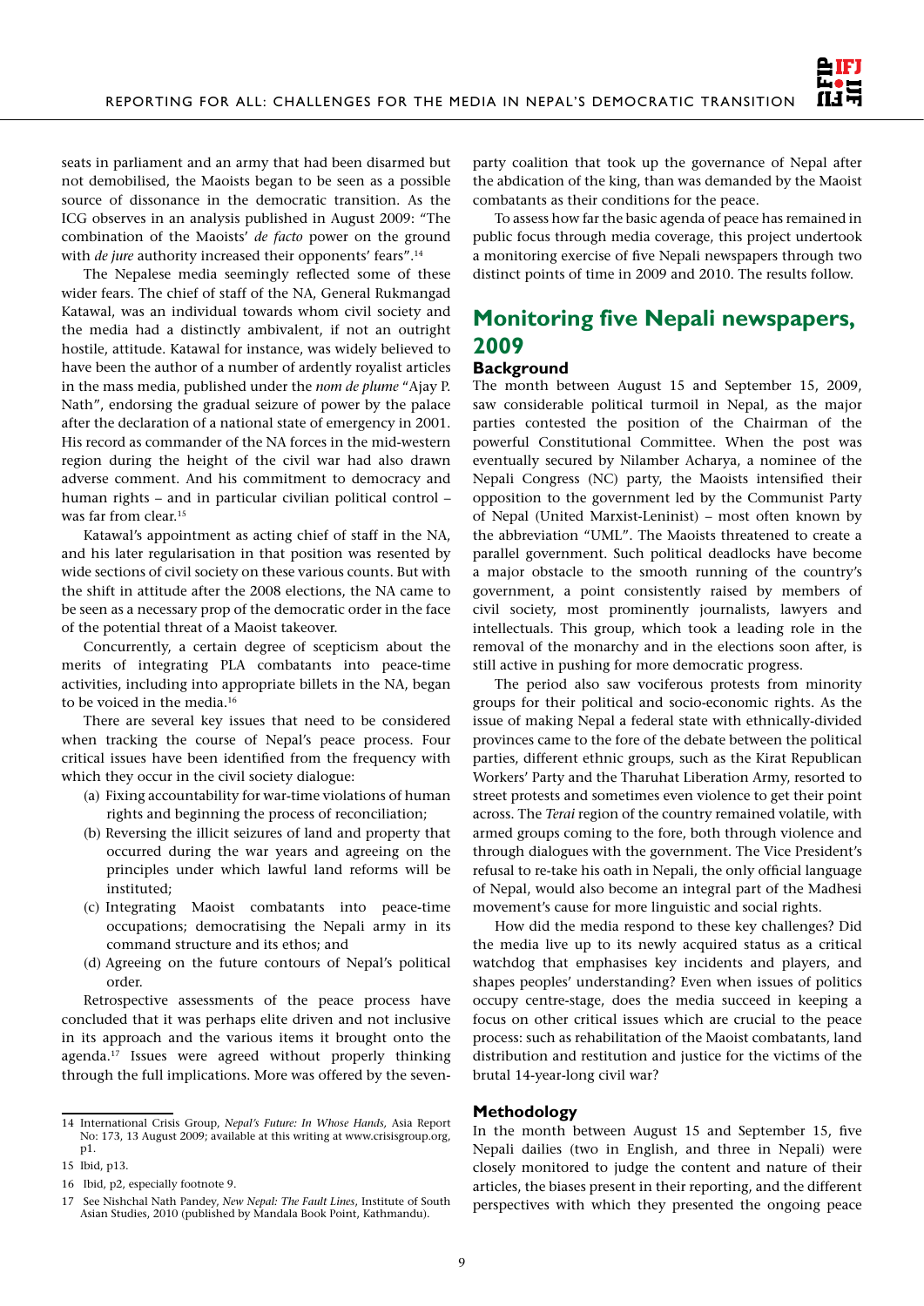seats in parliament and an army that had been disarmed but not demobilised, the Maoists began to be seen as a possible source of dissonance in the democratic transition. As the ICG observes in an analysis published in August 2009: "The combination of the Maoists' *de facto* power on the ground with *de jure* authority increased their opponents' fears".[14]

The Nepalese media seemingly reflected some of these wider fears. The chief of staff of the NA, General Rukmangad Katawal, was an individual towards whom civil society and the media had a distinctly ambivalent, if not an outright hostile, attitude. Katawal for instance, was widely believed to have been the author of a number of ardently royalist articles in the mass media, published under the *nom de plume* "Ajay P. Nath", endorsing the gradual seizure of power by the palace after the declaration of a national state of emergency in 2001. His record as commander of the NA forces in the mid-western region during the height of the civil war had also drawn adverse comment. And his commitment to democracy and human rights – and in particular civilian political control – was far from clear.[15]

Katawal's appointment as acting chief of staff in the NA, and his later regularisation in that position was resented by wide sections of civil society on these various counts. But with the shift in attitude after the 2008 elections, the NA came to be seen as a necessary prop of the democratic order in the face of the potential threat of a Maoist takeover.

Concurrently, a certain degree of scepticism about the merits of integrating PLA combatants into peace-time activities, including into appropriate billets in the NA, began to be voiced in the media.[16]

There are several key issues that need to be considered when tracking the course of Nepal's peace process. Four critical issues have been identified from the frequency with which they occur in the civil society dialogue:

(a) Fixing accountability for war-time violations of human rights and beginning the process of reconciliation;

(b) Reversing the illicit seizures of land and property that occurred during the war years and agreeing on the principles under which lawful land reforms will be instituted;

(c) Integrating Maoist combatants into peace-time occupations; democratising the Nepali army in its command structure and its ethos; and

(d) Agreeing on the future contours of Nepal's political order.

Retrospective assessments of the peace process have concluded that it was perhaps elite driven and not inclusive in its approach and the various items it brought onto the agenda.[17] Issues were agreed without properly thinking through the full implications. More was offered by the seven-party coalition that took up the governance of Nepal after the abdication of the king, than was demanded by the Maoist combatants as their conditions for the peace.

To assess how far the basic agenda of peace has remained in public focus through media coverage, this project undertook a monitoring exercise of five Nepali newspapers through two distinct points of time in 2009 and 2010. The results follow.

## Monitoring five Nepali newspapers, 2009

### Background

The month between August 15 and September 15, 2009, saw considerable political turmoil in Nepal, as the major parties contested the position of the Chairman of the powerful Constitutional Committee. When the post was eventually secured by Nilamber Acharya, a nominee of the Nepali Congress (NC) party, the Maoists intensified their opposition to the government led by the Communist Party of Nepal (United Marxist-Leninist) – most often known by the abbreviation "UML". The Maoists threatened to create a parallel government. Such political deadlocks have become a major obstacle to the smooth running of the country's government, a point consistently raised by members of civil society, most prominently journalists, lawyers and intellectuals. This group, which took a leading role in the removal of the monarchy and in the elections soon after, is still active in pushing for more democratic progress.

The period also saw vociferous protests from minority groups for their political and socio-economic rights. As the issue of making Nepal a federal state with ethnically-divided provinces came to the fore of the debate between the political parties, different ethnic groups, such as the Kirat Republican Workers' Party and the Tharuhat Liberation Army, resorted to street protests and sometimes even violence to get their point across. The *Terai* region of the country remained volatile, with armed groups coming to the fore, both through violence and through dialogues with the government. The Vice President's refusal to re-take his oath in Nepali, the only official language of Nepal, would also become an integral part of the Madhesi movement's cause for more linguistic and social rights.

How did the media respond to these key challenges? Did the media live up to its newly acquired status as a critical watchdog that emphasises key incidents and players, and shapes peoples' understanding? Even when issues of politics occupy centre-stage, does the media succeed in keeping a focus on other critical issues which are crucial to the peace process: such as rehabilitation of the Maoist combatants, land distribution and restitution and justice for the victims of the brutal 14-year-long civil war?

### Methodology

In the month between August 15 and September 15, five Nepali dailies (two in English, and three in Nepali) were closely monitored to judge the content and nature of their articles, the biases present in their reporting, and the different perspectives with which they presented the ongoing peace

---

14 International Crisis Group, *Nepal's Future: In Whose Hands,* Asia Report No: 173, 13 August 2009; available at this writing at www.crisisgroup.org, p1.

15 Ibid, p13.

16 Ibid, p2, especially footnote 9.

17 See Nishchal Nath Pandey, *New Nepal: The Fault Lines*, Institute of South Asian Studies, 2010 (published by Mandala Book Point, Kathmandu).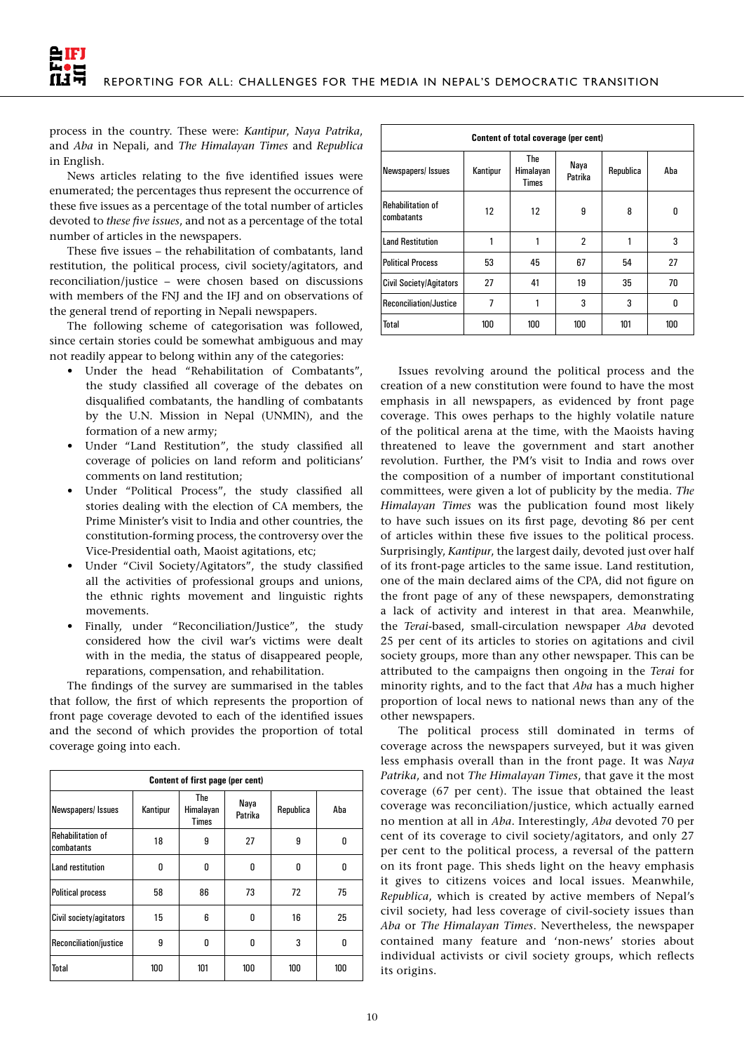process in the country. These were: *Kantipur*, *Naya Patrika*, and *Aba* in Nepali, and *The Himalayan Times* and *Republica* in English.

News articles relating to the five identified issues were enumerated; the percentages thus represent the occurrence of these five issues as a percentage of the total number of articles devoted to *these five issues*, and not as a percentage of the total number of articles in the newspapers.

These five issues – the rehabilitation of combatants, land restitution, the political process, civil society/agitators, and reconciliation/justice – were chosen based on discussions with members of the FNJ and the IFJ and on observations of the general trend of reporting in Nepali newspapers.

The following scheme of categorisation was followed, since certain stories could be somewhat ambiguous and may not readily appear to belong within any of the categories:

- Under the head "Rehabilitation of Combatants", the study classified all coverage of the debates on disqualified combatants, the handling of combatants by the U.N. Mission in Nepal (UNMIN), and the formation of a new army;
- Under "Land Restitution", the study classified all coverage of policies on land reform and politicians' comments on land restitution;
- Under "Political Process", the study classified all stories dealing with the election of CA members, the Prime Minister's visit to India and other countries, the constitution-forming process, the controversy over the Vice-Presidential oath, Maoist agitations, etc;
- Under "Civil Society/Agitators", the study classified all the activities of professional groups and unions, the ethnic rights movement and linguistic rights movements.
- Finally, under "Reconciliation/Justice", the study considered how the civil war's victims were dealt with in the media, the status of disappeared people, reparations, compensation, and rehabilitation.

The findings of the survey are summarised in the tables that follow, the first of which represents the proportion of front page coverage devoted to each of the identified issues and the second of which provides the proportion of total coverage going into each.

| Content of first page (per cent) | | | | | |
|---|---|---|---|---|---|
| Newspapers/ Issues | Kantipur | The Himalayan Times | Naya Patrika | Republica | Aba |
| Rehabilitation of combatants | 18 | 9 | 27 | 9 | 0 |
| Land restitution | 0 | 0 | 0 | 0 | 0 |
| Political process | 58 | 86 | 73 | 72 | 75 |
| Civil society/agitators | 15 | 6 | 0 | 16 | 25 |
| Reconciliation/justice | 9 | 0 | 0 | 3 | 0 |
| Total | 100 | 101 | 100 | 100 | 100 |

| Content of total coverage (per cent) | | | | | |
|---|---|---|---|---|---|
| Newspapers/ Issues | Kantipur | The Himalayan Times | Naya Patrika | Republica | Aba |
| Rehabilitation of combatants | 12 | 12 | 9 | 8 | 0 |
| Land Restitution | 1 | 1 | 2 | 1 | 3 |
| Political Process | 53 | 45 | 67 | 54 | 27 |
| Civil Society/Agitators | 27 | 41 | 19 | 35 | 70 |
| Reconciliation/Justice | 7 | 1 | 3 | 3 | 0 |
| Total | 100 | 100 | 100 | 101 | 100 |

Issues revolving around the political process and the creation of a new constitution were found to have the most emphasis in all newspapers, as evidenced by front page coverage. This owes perhaps to the highly volatile nature of the political arena at the time, with the Maoists having threatened to leave the government and start another revolution. Further, the PM's visit to India and rows over the composition of a number of important constitutional committees, were given a lot of publicity by the media. *The Himalayan Times* was the publication found most likely to have such issues on its first page, devoting 86 per cent of articles within these five issues to the political process. Surprisingly, *Kantipur*, the largest daily, devoted just over half of its front-page articles to the same issue. Land restitution, one of the main declared aims of the CPA, did not figure on the front page of any of these newspapers, demonstrating a lack of activity and interest in that area. Meanwhile, the *Terai*-based, small-circulation newspaper *Aba* devoted 25 per cent of its articles to stories on agitations and civil society groups, more than any other newspaper. This can be attributed to the campaigns then ongoing in the *Terai* for minority rights, and to the fact that *Aba* has a much higher proportion of local news to national news than any of the other newspapers.

The political process still dominated in terms of coverage across the newspapers surveyed, but it was given less emphasis overall than in the front page. It was *Naya Patrika*, and not *The Himalayan Times*, that gave it the most coverage (67 per cent). The issue that obtained the least coverage was reconciliation/justice, which actually earned no mention at all in *Aba*. Interestingly, *Aba* devoted 70 per cent of its coverage to civil society/agitators, and only 27 per cent to the political process, a reversal of the pattern on its front page. This sheds light on the heavy emphasis it gives to citizens voices and local issues. Meanwhile, *Republica*, which is created by active members of Nepal's civil society, had less coverage of civil-society issues than *Aba* or *The Himalayan Times*. Nevertheless, the newspaper contained many feature and 'non-news' stories about individual activists or civil society groups, which reflects its origins.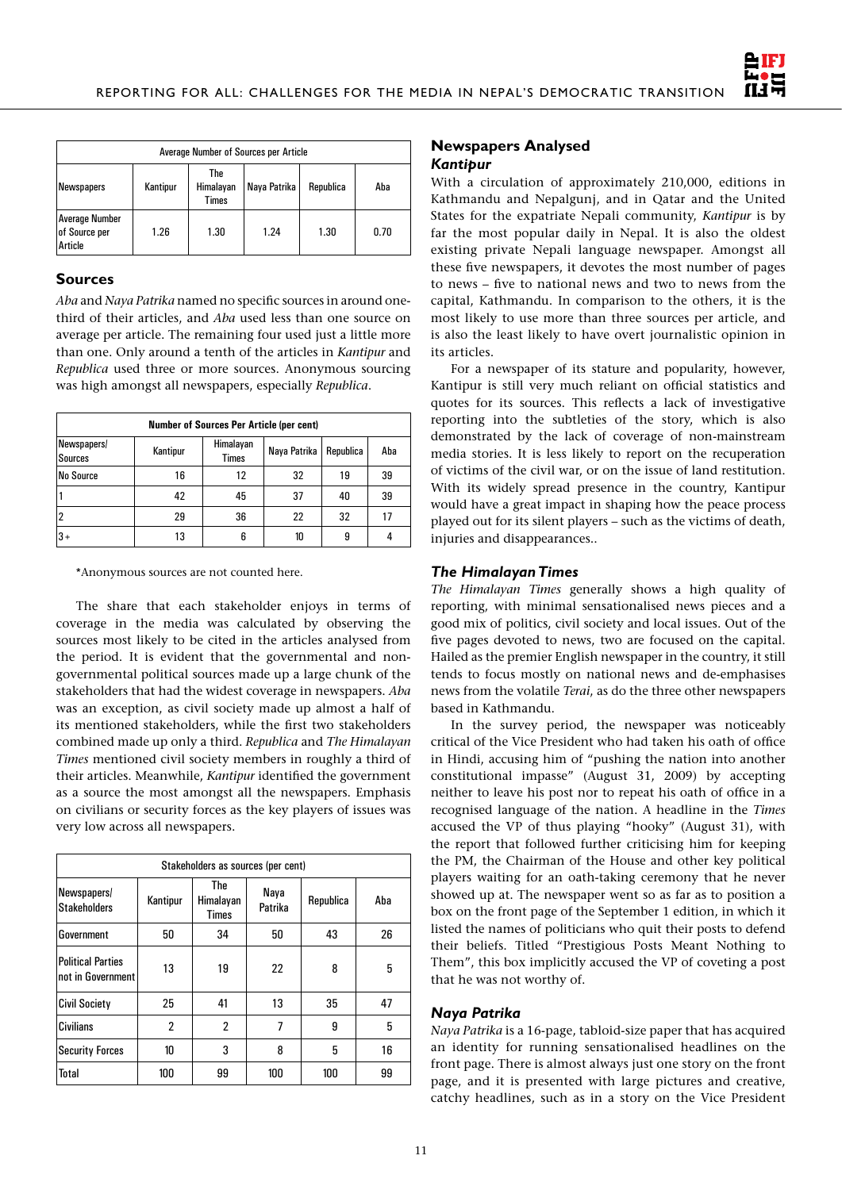| Average Number of Sources per Article | | | | | |
|---|---|---|---|---|---|
| Newspapers | Kantipur | The Himalayan Times | Naya Patrika | Republica | Aba |
| Average Number of Source per Article | 1.26 | 1.30 | 1.24 | 1.30 | 0.70 |

## Sources

*Aba* and *Naya Patrika* named no specific sources in around one-third of their articles, and *Aba* used less than one source on average per article. The remaining four used just a little more than one. Only around a tenth of the articles in *Kantipur* and *Republica* used three or more sources. Anonymous sourcing was high amongst all newspapers, especially *Republica*.

| Number of Sources Per Article (per cent) | | | | | |
|---|---|---|---|---|---|
| Newspapers/ Sources | Kantipur | Himalayan Times | Naya Patrika | Republica | Aba |
| No Source | 16 | 12 | 32 | 19 | 39 |
| 1 | 42 | 45 | 37 | 40 | 39 |
| 2 | 29 | 36 | 22 | 32 | 17 |
| 3+ | 13 | 6 | 10 | 9 | 4 |

*Anonymous sources are not counted here.

The share that each stakeholder enjoys in terms of coverage in the media was calculated by observing the sources most likely to be cited in the articles analysed from the period. It is evident that the governmental and non-governmental political sources made up a large chunk of the stakeholders that had the widest coverage in newspapers. *Aba* was an exception, as civil society made up almost a half of its mentioned stakeholders, while the first two stakeholders combined made up only a third. *Republica* and *The Himalayan Times* mentioned civil society members in roughly a third of their articles. Meanwhile, *Kantipur* identified the government as a source the most amongst all the newspapers. Emphasis on civilians or security forces as the key players of issues was very low across all newspapers.

| Stakeholders as sources (per cent) | | | | | |
|---|---|---|---|---|---|
| Newspapers/ Stakeholders | Kantipur | The Himalayan Times | Naya Patrika | Republica | Aba |
| Government | 50 | 34 | 50 | 43 | 26 |
| Political Parties not in Government | 13 | 19 | 22 | 8 | 5 |
| Civil Society | 25 | 41 | 13 | 35 | 47 |
| Civilians | 2 | 2 | 7 | 9 | 5 |
| Security Forces | 10 | 3 | 8 | 5 | 16 |
| Total | 100 | 99 | 100 | 100 | 99 |

## Newspapers Analysed

### *Kantipur*

With a circulation of approximately 210,000, editions in Kathmandu and Nepalgunj, and in Qatar and the United States for the expatriate Nepali community, *Kantipur* is by far the most popular daily in Nepal. It is also the oldest existing private Nepali language newspaper. Amongst all these five newspapers, it devotes the most number of pages to news – five to national news and two to news from the capital, Kathmandu. In comparison to the others, it is the most likely to use more than three sources per article, and is also the least likely to have overt journalistic opinion in its articles.

For a newspaper of its stature and popularity, however, Kantipur is still very much reliant on official statistics and quotes for its sources. This reflects a lack of investigative reporting into the subtleties of the story, which is also demonstrated by the lack of coverage of non-mainstream media stories. It is less likely to report on the recuperation of victims of the civil war, or on the issue of land restitution. With its widely spread presence in the country, Kantipur would have a great impact in shaping how the peace process played out for its silent players – such as the victims of death, injuries and disappearances..

### *The Himalayan Times*

*The Himalayan Times* generally shows a high quality of reporting, with minimal sensationalised news pieces and a good mix of politics, civil society and local issues. Out of the five pages devoted to news, two are focused on the capital. Hailed as the premier English newspaper in the country, it still tends to focus mostly on national news and de-emphasises news from the volatile *Terai*, as do the three other newspapers based in Kathmandu.

In the survey period, the newspaper was noticeably critical of the Vice President who had taken his oath of office in Hindi, accusing him of "pushing the nation into another constitutional impasse" (August 31, 2009) by accepting neither to leave his post nor to repeat his oath of office in a recognised language of the nation. A headline in the *Times* accused the VP of thus playing "hooky" (August 31), with the report that followed further criticising him for keeping the PM, the Chairman of the House and other key political players waiting for an oath-taking ceremony that he never showed up at. The newspaper went so as far as to position a box on the front page of the September 1 edition, in which it listed the names of politicians who quit their posts to defend their beliefs. Titled "Prestigious Posts Meant Nothing to Them", this box implicitly accused the VP of coveting a post that he was not worthy of.

### *Naya Patrika*

*Naya Patrika* is a 16-page, tabloid-size paper that has acquired an identity for running sensationalised headlines on the front page. There is almost always just one story on the front page, and it is presented with large pictures and creative, catchy headlines, such as in a story on the Vice President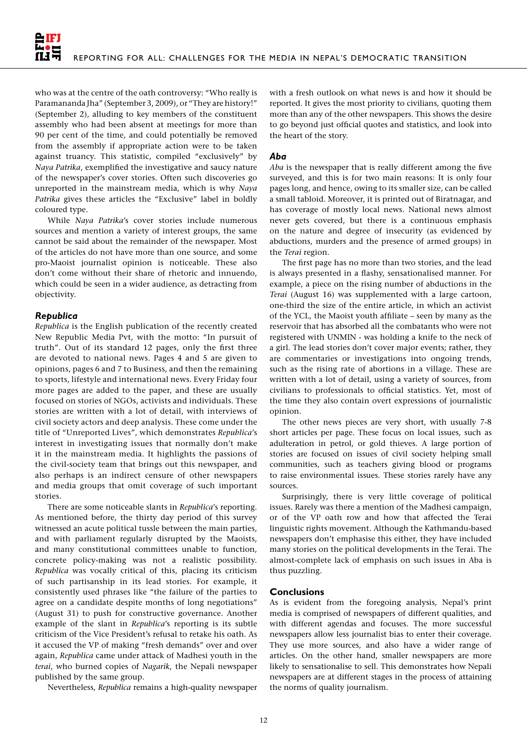who was at the centre of the oath controversy: "Who really is Paramananda Jha" (September 3, 2009), or "They are history!" (September 2), alluding to key members of the constituent assembly who had been absent at meetings for more than 90 per cent of the time, and could potentially be removed from the assembly if appropriate action were to be taken against truancy. This statistic, compiled "exclusively" by *Naya Patrika*, exemplified the investigative and saucy nature of the newspaper's cover stories. Often such discoveries go unreported in the mainstream media, which is why *Naya Patrika* gives these articles the "Exclusive" label in boldly coloured type.

While *Naya Patrika*'s cover stories include numerous sources and mention a variety of interest groups, the same cannot be said about the remainder of the newspaper. Most of the articles do not have more than one source, and some pro-Maoist journalist opinion is noticeable. These also don't come without their share of rhetoric and innuendo, which could be seen in a wider audience, as detracting from objectivity.

### *Republica*

*Republica* is the English publication of the recently created New Republic Media Pvt, with the motto: "In pursuit of truth". Out of its standard 12 pages, only the first three are devoted to national news. Pages 4 and 5 are given to opinions, pages 6 and 7 to Business, and then the remaining to sports, lifestyle and international news. Every Friday four more pages are added to the paper, and these are usually focused on stories of NGOs, activists and individuals. These stories are written with a lot of detail, with interviews of civil society actors and deep analysis. These come under the title of "Unreported Lives", which demonstrates *Republica*'s interest in investigating issues that normally don't make it in the mainstream media. It highlights the passions of the civil-society team that brings out this newspaper, and also perhaps is an indirect censure of other newspapers and media groups that omit coverage of such important stories.

There are some noticeable slants in *Republica*'s reporting. As mentioned before, the thirty day period of this survey witnessed an acute political tussle between the main parties, and with parliament regularly disrupted by the Maoists, and many constitutional committees unable to function, concrete policy-making was not a realistic possibility. *Republica* was vocally critical of this, placing its criticism of such partisanship in its lead stories. For example, it consistently used phrases like "the failure of the parties to agree on a candidate despite months of long negotiations" (August 31) to push for constructive governance. Another example of the slant in *Republica*'s reporting is its subtle criticism of the Vice President's refusal to retake his oath. As it accused the VP of making "fresh demands" over and over again, *Republica* came under attack of Madhesi youth in the *terai*, who burned copies of *Nagarik*, the Nepali newspaper published by the same group.

Nevertheless, *Republica* remains a high-quality newspaper with a fresh outlook on what news is and how it should be reported. It gives the most priority to civilians, quoting them more than any of the other newspapers. This shows the desire to go beyond just official quotes and statistics, and look into the heart of the story.

### *Aba*

*Aba* is the newspaper that is really different among the five surveyed, and this is for two main reasons: It is only four pages long, and hence, owing to its smaller size, can be called a small tabloid. Moreover, it is printed out of Biratnagar, and has coverage of mostly local news. National news almost never gets covered, but there is a continuous emphasis on the nature and degree of insecurity (as evidenced by abductions, murders and the presence of armed groups) in the *Terai* region.

The first page has no more than two stories, and the lead is always presented in a flashy, sensationalised manner. For example, a piece on the rising number of abductions in the *Terai* (August 16) was supplemented with a large cartoon, one-third the size of the entire article, in which an activist of the YCL, the Maoist youth affiliate – seen by many as the reservoir that has absorbed all the combatants who were not registered with UNMIN - was holding a knife to the neck of a girl. The lead stories don't cover major events; rather, they are commentaries or investigations into ongoing trends, such as the rising rate of abortions in a village. These are written with a lot of detail, using a variety of sources, from civilians to professionals to official statistics. Yet, most of the time they also contain overt expressions of journalistic opinion.

The other news pieces are very short, with usually 7-8 short articles per page. These focus on local issues, such as adulteration in petrol, or gold thieves. A large portion of stories are focused on issues of civil society helping small communities, such as teachers giving blood or programs to raise environmental issues. These stories rarely have any sources.

Surprisingly, there is very little coverage of political issues. Rarely was there a mention of the Madhesi campaign, or of the VP oath row and how that affected the Terai linguistic rights movement. Although the Kathmandu-based newspapers don't emphasise this either, they have included many stories on the political developments in the Terai. The almost-complete lack of emphasis on such issues in Aba is thus puzzling.

### Conclusions

As is evident from the foregoing analysis, Nepal's print media is comprised of newspapers of different qualities, and with different agendas and focuses. The more successful newspapers allow less journalist bias to enter their coverage. They use more sources, and also have a wider range of articles. On the other hand, smaller newspapers are more likely to sensationalise to sell. This demonstrates how Nepali newspapers are at different stages in the process of attaining the norms of quality journalism.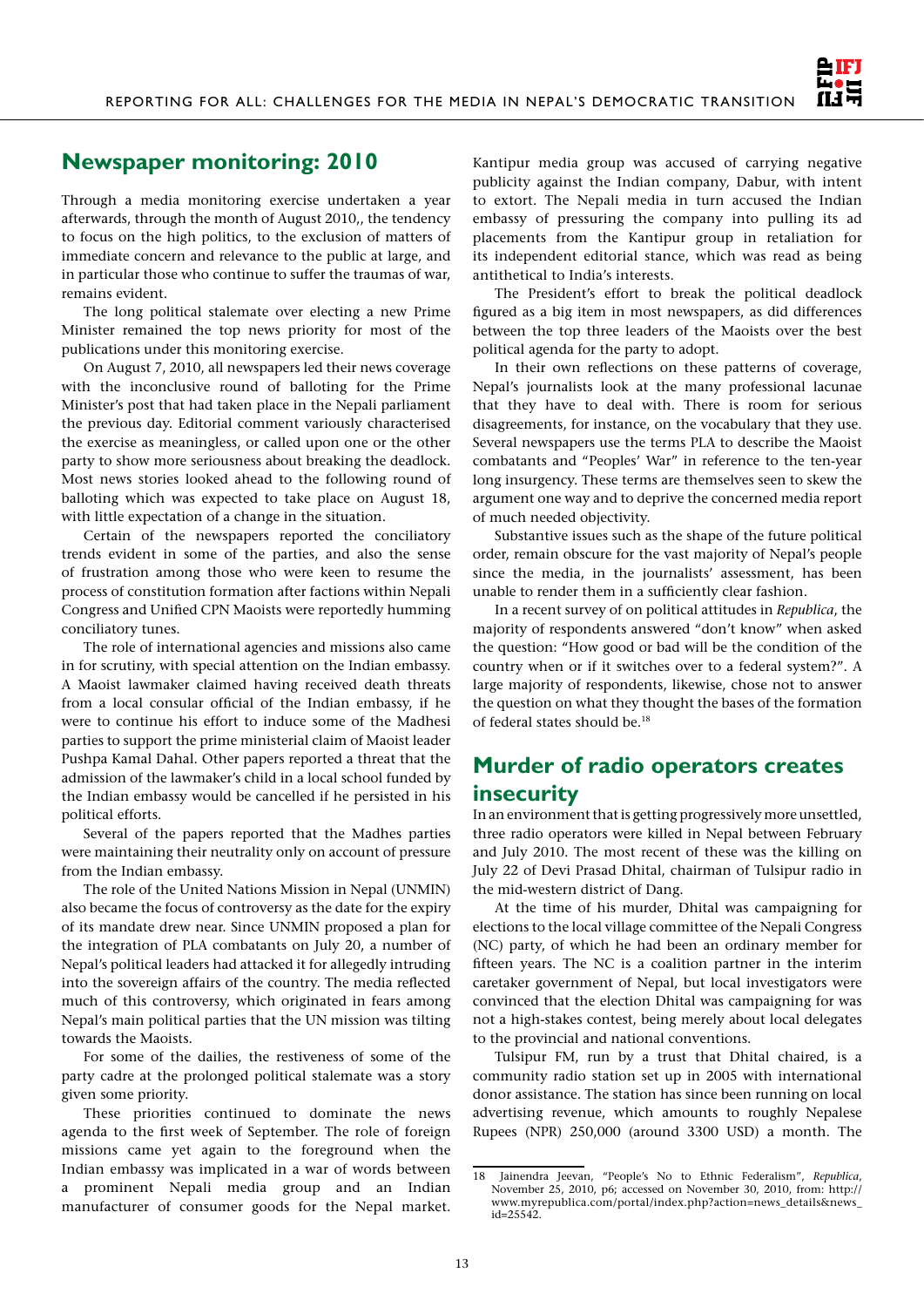## Newspaper monitoring: 2010

Through a media monitoring exercise undertaken a year afterwards, through the month of August 2010,, the tendency to focus on the high politics, to the exclusion of matters of immediate concern and relevance to the public at large, and in particular those who continue to suffer the traumas of war, remains evident.

The long political stalemate over electing a new Prime Minister remained the top news priority for most of the publications under this monitoring exercise.

On August 7, 2010, all newspapers led their news coverage with the inconclusive round of balloting for the Prime Minister's post that had taken place in the Nepali parliament the previous day. Editorial comment variously characterised the exercise as meaningless, or called upon one or the other party to show more seriousness about breaking the deadlock. Most news stories looked ahead to the following round of balloting which was expected to take place on August 18, with little expectation of a change in the situation.

Certain of the newspapers reported the conciliatory trends evident in some of the parties, and also the sense of frustration among those who were keen to resume the process of constitution formation after factions within Nepali Congress and Unified CPN Maoists were reportedly humming conciliatory tunes.

The role of international agencies and missions also came in for scrutiny, with special attention on the Indian embassy. A Maoist lawmaker claimed having received death threats from a local consular official of the Indian embassy, if he were to continue his effort to induce some of the Madhesi parties to support the prime ministerial claim of Maoist leader Pushpa Kamal Dahal. Other papers reported a threat that the admission of the lawmaker's child in a local school funded by the Indian embassy would be cancelled if he persisted in his political efforts.

Several of the papers reported that the Madhes parties were maintaining their neutrality only on account of pressure from the Indian embassy.

The role of the United Nations Mission in Nepal (UNMIN) also became the focus of controversy as the date for the expiry of its mandate drew near. Since UNMIN proposed a plan for the integration of PLA combatants on July 20, a number of Nepal's political leaders had attacked it for allegedly intruding into the sovereign affairs of the country. The media reflected much of this controversy, which originated in fears among Nepal's main political parties that the UN mission was tilting towards the Maoists.

For some of the dailies, the restiveness of some of the party cadre at the prolonged political stalemate was a story given some priority.

These priorities continued to dominate the news agenda to the first week of September. The role of foreign missions came yet again to the foreground when the Indian embassy was implicated in a war of words between a prominent Nepali media group and an Indian manufacturer of consumer goods for the Nepal market. Kantipur media group was accused of carrying negative publicity against the Indian company, Dabur, with intent to extort. The Nepali media in turn accused the Indian embassy of pressuring the company into pulling its ad placements from the Kantipur group in retaliation for its independent editorial stance, which was read as being antithetical to India's interests.

The President's effort to break the political deadlock figured as a big item in most newspapers, as did differences between the top three leaders of the Maoists over the best political agenda for the party to adopt.

In their own reflections on these patterns of coverage, Nepal's journalists look at the many professional lacunae that they have to deal with. There is room for serious disagreements, for instance, on the vocabulary that they use. Several newspapers use the terms PLA to describe the Maoist combatants and "Peoples' War" in reference to the ten-year long insurgency. These terms are themselves seen to skew the argument one way and to deprive the concerned media report of much needed objectivity.

Substantive issues such as the shape of the future political order, remain obscure for the vast majority of Nepal's people since the media, in the journalists' assessment, has been unable to render them in a sufficiently clear fashion.

In a recent survey of on political attitudes in *Republica*, the majority of respondents answered "don't know" when asked the question: "How good or bad will be the condition of the country when or if it switches over to a federal system?". A large majority of respondents, likewise, chose not to answer the question on what they thought the bases of the formation of federal states should be.[18]

## Murder of radio operators creates insecurity

In an environment that is getting progressively more unsettled, three radio operators were killed in Nepal between February and July 2010. The most recent of these was the killing on July 22 of Devi Prasad Dhital, chairman of Tulsipur radio in the mid-western district of Dang.

At the time of his murder, Dhital was campaigning for elections to the local village committee of the Nepali Congress (NC) party, of which he had been an ordinary member for fifteen years. The NC is a coalition partner in the interim caretaker government of Nepal, but local investigators were convinced that the election Dhital was campaigning for was not a high-stakes contest, being merely about local delegates to the provincial and national conventions.

Tulsipur FM, run by a trust that Dhital chaired, is a community radio station set up in 2005 with international donor assistance. The station has since been running on local advertising revenue, which amounts to roughly Nepalese Rupees (NPR) 250,000 (around 3300 USD) a month. The

---

18 Jainendra Jeevan, "People's No to Ethnic Federalism", *Republica*, November 25, 2010, p6; accessed on November 30, 2010, from: http://www.myrepublica.com/portal/index.php?action=news_details&news_id=25542.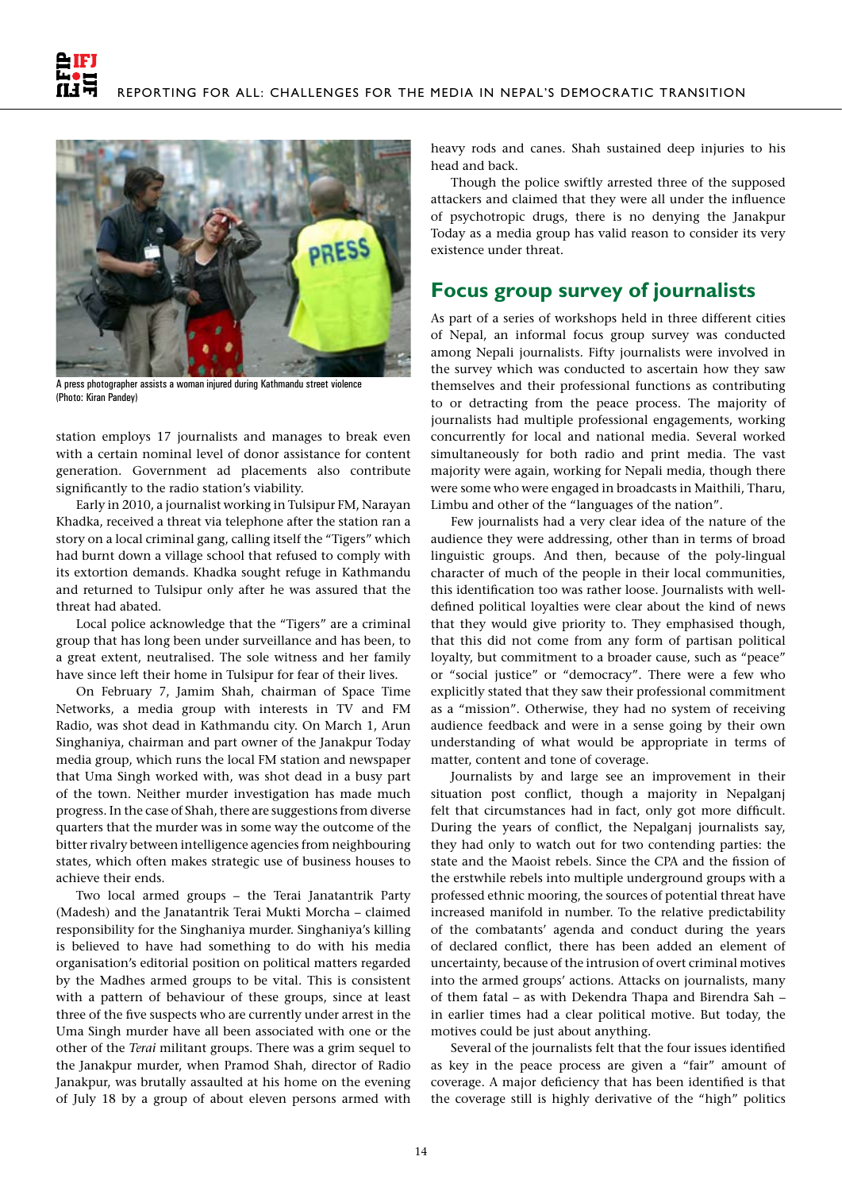A press photographer assists a woman injured during Kathmandu street violence (Photo: Kiran Pandey)

station employs 17 journalists and manages to break even with a certain nominal level of donor assistance for content generation. Government ad placements also contribute significantly to the radio station's viability.

Early in 2010, a journalist working in Tulsipur FM, Narayan Khadka, received a threat via telephone after the station ran a story on a local criminal gang, calling itself the "Tigers" which had burnt down a village school that refused to comply with its extortion demands. Khadka sought refuge in Kathmandu and returned to Tulsipur only after he was assured that the threat had abated.

Local police acknowledge that the "Tigers" are a criminal group that has long been under surveillance and has been, to a great extent, neutralised. The sole witness and her family have since left their home in Tulsipur for fear of their lives.

On February 7, Jamim Shah, chairman of Space Time Networks, a media group with interests in TV and FM Radio, was shot dead in Kathmandu city. On March 1, Arun Singhaniya, chairman and part owner of the Janakpur Today media group, which runs the local FM station and newspaper that Uma Singh worked with, was shot dead in a busy part of the town. Neither murder investigation has made much progress. In the case of Shah, there are suggestions from diverse quarters that the murder was in some way the outcome of the bitter rivalry between intelligence agencies from neighbouring states, which often makes strategic use of business houses to achieve their ends.

Two local armed groups – the Terai Janatantrik Party (Madesh) and the Janatantrik Terai Mukti Morcha – claimed responsibility for the Singhaniya murder. Singhaniya's killing is believed to have had something to do with his media organisation's editorial position on political matters regarded by the Madhes armed groups to be vital. This is consistent with a pattern of behaviour of these groups, since at least three of the five suspects who are currently under arrest in the Uma Singh murder have all been associated with one or the other of the *Terai* militant groups. There was a grim sequel to the Janakpur murder, when Pramod Shah, director of Radio Janakpur, was brutally assaulted at his home on the evening of July 18 by a group of about eleven persons armed with heavy rods and canes. Shah sustained deep injuries to his head and back.

Though the police swiftly arrested three of the supposed attackers and claimed that they were all under the influence of psychotropic drugs, there is no denying the Janakpur Today as a media group has valid reason to consider its very existence under threat.

## Focus group survey of journalists

As part of a series of workshops held in three different cities of Nepal, an informal focus group survey was conducted among Nepali journalists. Fifty journalists were involved in the survey which was conducted to ascertain how they saw themselves and their professional functions as contributing to or detracting from the peace process. The majority of journalists had multiple professional engagements, working concurrently for local and national media. Several worked simultaneously for both radio and print media. The vast majority were again, working for Nepali media, though there were some who were engaged in broadcasts in Maithili, Tharu, Limbu and other of the "languages of the nation".

Few journalists had a very clear idea of the nature of the audience they were addressing, other than in terms of broad linguistic groups. And then, because of the poly-lingual character of much of the people in their local communities, this identification too was rather loose. Journalists with well-defined political loyalties were clear about the kind of news that they would give priority to. They emphasised though, that this did not come from any form of partisan political loyalty, but commitment to a broader cause, such as "peace" or "social justice" or "democracy". There were a few who explicitly stated that they saw their professional commitment as a "mission". Otherwise, they had no system of receiving audience feedback and were in a sense going by their own understanding of what would be appropriate in terms of matter, content and tone of coverage.

Journalists by and large see an improvement in their situation post conflict, though a majority in Nepalganj felt that circumstances had in fact, only got more difficult. During the years of conflict, the Nepalganj journalists say, they had only to watch out for two contending parties: the state and the Maoist rebels. Since the CPA and the fission of the erstwhile rebels into multiple underground groups with a professed ethnic mooring, the sources of potential threat have increased manifold in number. To the relative predictability of the combatants' agenda and conduct during the years of declared conflict, there has been added an element of uncertainty, because of the intrusion of overt criminal motives into the armed groups' actions. Attacks on journalists, many of them fatal – as with Dekendra Thapa and Birendra Sah – in earlier times had a clear political motive. But today, the motives could be just about anything.

Several of the journalists felt that the four issues identified as key in the peace process are given a "fair" amount of coverage. A major deficiency that has been identified is that the coverage still is highly derivative of the "high" politics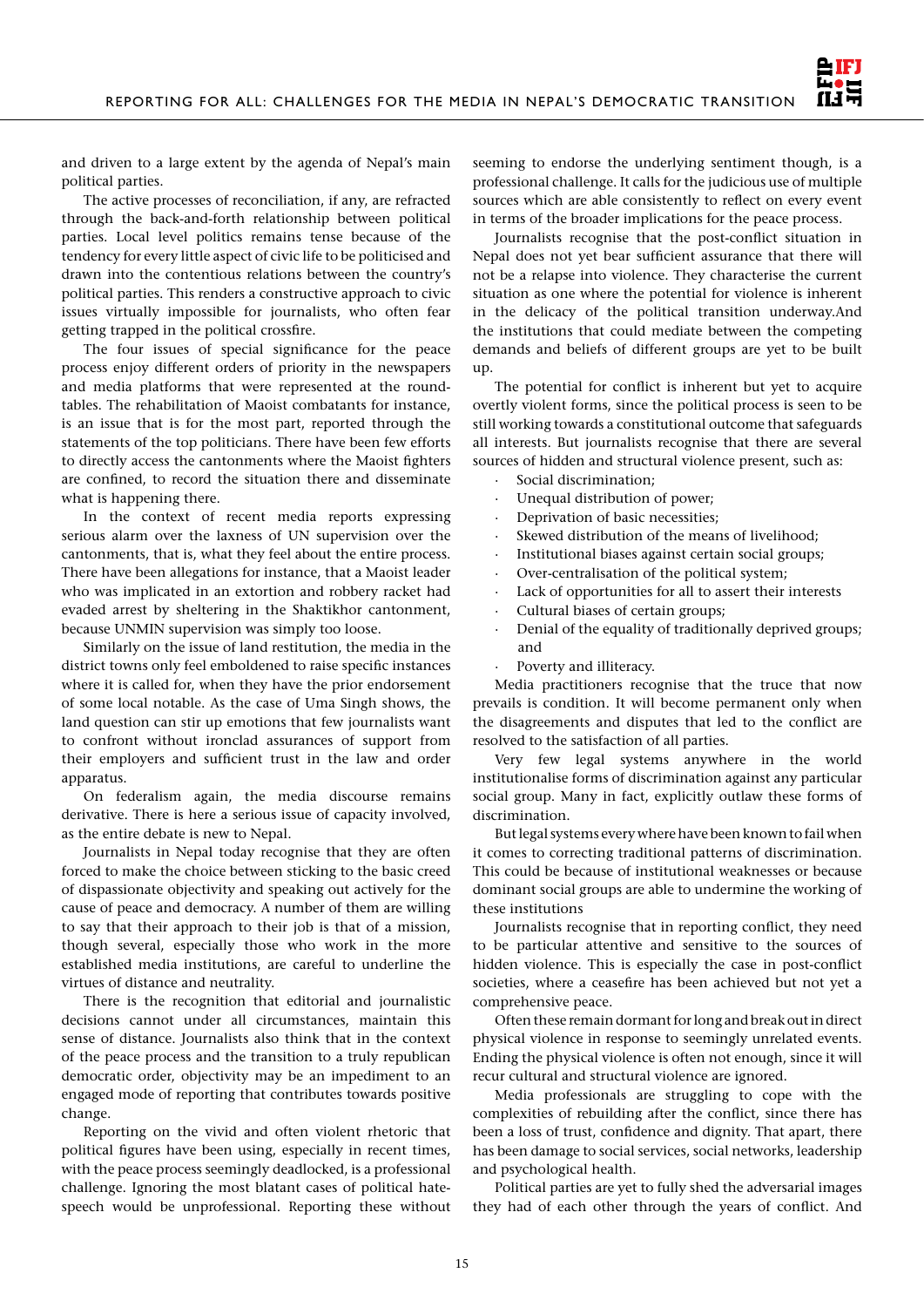and driven to a large extent by the agenda of Nepal's main political parties.

The active processes of reconciliation, if any, are refracted through the back-and-forth relationship between political parties. Local level politics remains tense because of the tendency for every little aspect of civic life to be politicised and drawn into the contentious relations between the country's political parties. This renders a constructive approach to civic issues virtually impossible for journalists, who often fear getting trapped in the political crossfire.

The four issues of special significance for the peace process enjoy different orders of priority in the newspapers and media platforms that were represented at the round-tables. The rehabilitation of Maoist combatants for instance, is an issue that is for the most part, reported through the statements of the top politicians. There have been few efforts to directly access the cantonments where the Maoist fighters are confined, to record the situation there and disseminate what is happening there.

In the context of recent media reports expressing serious alarm over the laxness of UN supervision over the cantonments, that is, what they feel about the entire process. There have been allegations for instance, that a Maoist leader who was implicated in an extortion and robbery racket had evaded arrest by sheltering in the Shaktikhor cantonment, because UNMIN supervision was simply too loose.

Similarly on the issue of land restitution, the media in the district towns only feel emboldened to raise specific instances where it is called for, when they have the prior endorsement of some local notable. As the case of Uma Singh shows, the land question can stir up emotions that few journalists want to confront without ironclad assurances of support from their employers and sufficient trust in the law and order apparatus.

On federalism again, the media discourse remains derivative. There is here a serious issue of capacity involved, as the entire debate is new to Nepal.

Journalists in Nepal today recognise that they are often forced to make the choice between sticking to the basic creed of dispassionate objectivity and speaking out actively for the cause of peace and democracy. A number of them are willing to say that their approach to their job is that of a mission, though several, especially those who work in the more established media institutions, are careful to underline the virtues of distance and neutrality.

There is the recognition that editorial and journalistic decisions cannot under all circumstances, maintain this sense of distance. Journalists also think that in the context of the peace process and the transition to a truly republican democratic order, objectivity may be an impediment to an engaged mode of reporting that contributes towards positive change.

Reporting on the vivid and often violent rhetoric that political figures have been using, especially in recent times, with the peace process seemingly deadlocked, is a professional challenge. Ignoring the most blatant cases of political hate-speech would be unprofessional. Reporting these without seeming to endorse the underlying sentiment though, is a professional challenge. It calls for the judicious use of multiple sources which are able consistently to reflect on every event in terms of the broader implications for the peace process.

Journalists recognise that the post-conflict situation in Nepal does not yet bear sufficient assurance that there will not be a relapse into violence. They characterise the current situation as one where the potential for violence is inherent in the delicacy of the political transition underway.And the institutions that could mediate between the competing demands and beliefs of different groups are yet to be built up.

The potential for conflict is inherent but yet to acquire overtly violent forms, since the political process is seen to be still working towards a constitutional outcome that safeguards all interests. But journalists recognise that there are several sources of hidden and structural violence present, such as:

- Social discrimination;
- Unequal distribution of power;
- Deprivation of basic necessities;
- Skewed distribution of the means of livelihood;
- Institutional biases against certain social groups;
- Over-centralisation of the political system;
- Lack of opportunities for all to assert their interests
- Cultural biases of certain groups;
- Denial of the equality of traditionally deprived groups; and
- Poverty and illiteracy.

Media practitioners recognise that the truce that now prevails is condition. It will become permanent only when the disagreements and disputes that led to the conflict are resolved to the satisfaction of all parties.

Very few legal systems anywhere in the world institutionalise forms of discrimination against any particular social group. Many in fact, explicitly outlaw these forms of discrimination.

But legal systems every where have been known to fail when it comes to correcting traditional patterns of discrimination. This could be because of institutional weaknesses or because dominant social groups are able to undermine the working of these institutions

Journalists recognise that in reporting conflict, they need to be particular attentive and sensitive to the sources of hidden violence. This is especially the case in post-conflict societies, where a ceasefire has been achieved but not yet a comprehensive peace.

Often these remain dormant for long and break out in direct physical violence in response to seemingly unrelated events. Ending the physical violence is often not enough, since it will recur cultural and structural violence are ignored.

Media professionals are struggling to cope with the complexities of rebuilding after the conflict, since there has been a loss of trust, confidence and dignity. That apart, there has been damage to social services, social networks, leadership and psychological health.

Political parties are yet to fully shed the adversarial images they had of each other through the years of conflict. And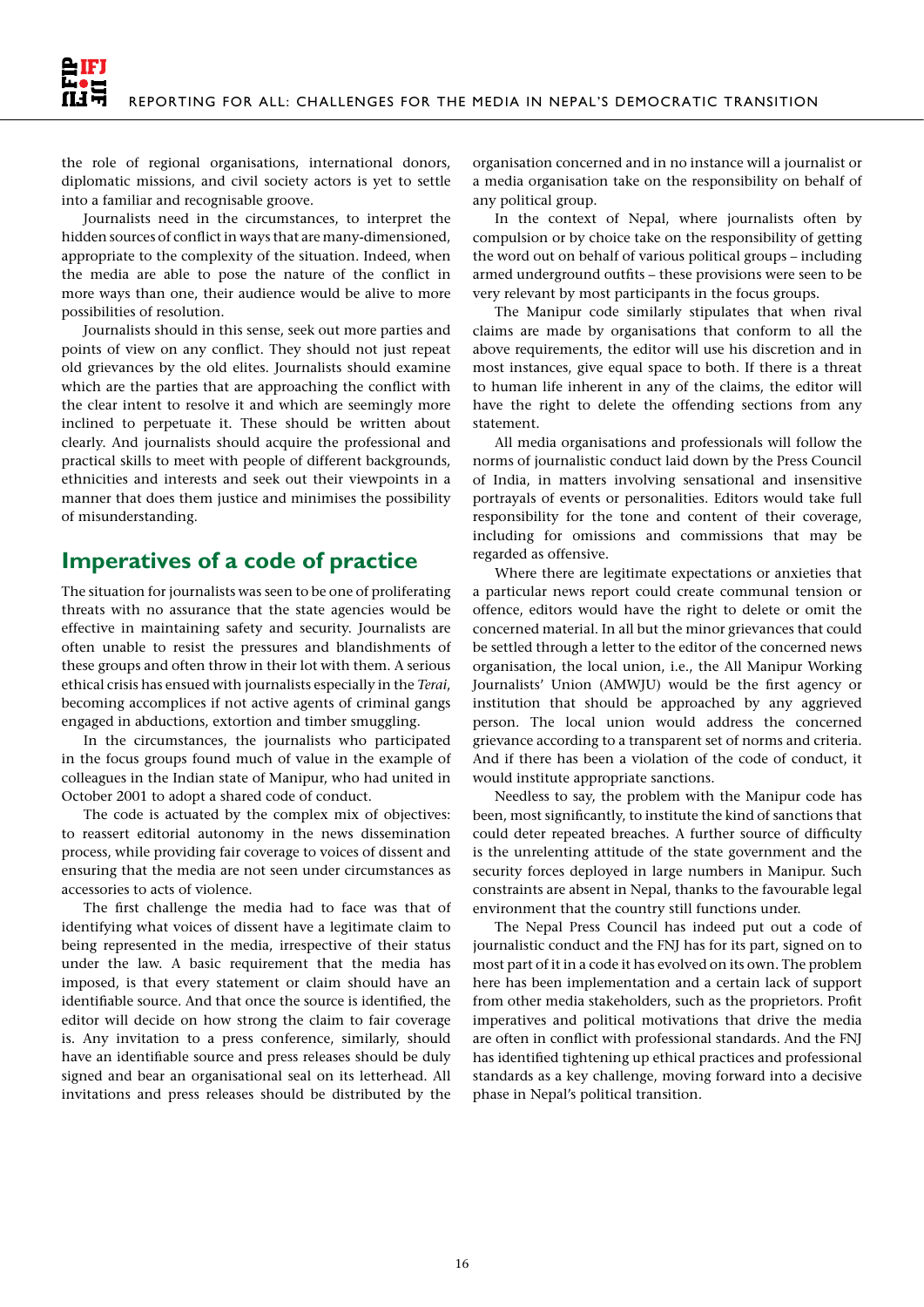the role of regional organisations, international donors, diplomatic missions, and civil society actors is yet to settle into a familiar and recognisable groove.

Journalists need in the circumstances, to interpret the hidden sources of conflict in ways that are many-dimensioned, appropriate to the complexity of the situation. Indeed, when the media are able to pose the nature of the conflict in more ways than one, their audience would be alive to more possibilities of resolution.

Journalists should in this sense, seek out more parties and points of view on any conflict. They should not just repeat old grievances by the old elites. Journalists should examine which are the parties that are approaching the conflict with the clear intent to resolve it and which are seemingly more inclined to perpetuate it. These should be written about clearly. And journalists should acquire the professional and practical skills to meet with people of different backgrounds, ethnicities and interests and seek out their viewpoints in a manner that does them justice and minimises the possibility of misunderstanding.

## Imperatives of a code of practice

The situation for journalists was seen to be one of proliferating threats with no assurance that the state agencies would be effective in maintaining safety and security. Journalists are often unable to resist the pressures and blandishments of these groups and often throw in their lot with them. A serious ethical crisis has ensued with journalists especially in the *Terai*, becoming accomplices if not active agents of criminal gangs engaged in abductions, extortion and timber smuggling.

In the circumstances, the journalists who participated in the focus groups found much of value in the example of colleagues in the Indian state of Manipur, who had united in October 2001 to adopt a shared code of conduct.

The code is actuated by the complex mix of objectives: to reassert editorial autonomy in the news dissemination process, while providing fair coverage to voices of dissent and ensuring that the media are not seen under circumstances as accessories to acts of violence.

The first challenge the media had to face was that of identifying what voices of dissent have a legitimate claim to being represented in the media, irrespective of their status under the law. A basic requirement that the media has imposed, is that every statement or claim should have an identifiable source. And that once the source is identified, the editor will decide on how strong the claim to fair coverage is. Any invitation to a press conference, similarly, should have an identifiable source and press releases should be duly signed and bear an organisational seal on its letterhead. All invitations and press releases should be distributed by the organisation concerned and in no instance will a journalist or a media organisation take on the responsibility on behalf of any political group.

In the context of Nepal, where journalists often by compulsion or by choice take on the responsibility of getting the word out on behalf of various political groups – including armed underground outfits – these provisions were seen to be very relevant by most participants in the focus groups.

The Manipur code similarly stipulates that when rival claims are made by organisations that conform to all the above requirements, the editor will use his discretion and in most instances, give equal space to both. If there is a threat to human life inherent in any of the claims, the editor will have the right to delete the offending sections from any statement.

All media organisations and professionals will follow the norms of journalistic conduct laid down by the Press Council of India, in matters involving sensational and insensitive portrayals of events or personalities. Editors would take full responsibility for the tone and content of their coverage, including for omissions and commissions that may be regarded as offensive.

Where there are legitimate expectations or anxieties that a particular news report could create communal tension or offence, editors would have the right to delete or omit the concerned material. In all but the minor grievances that could be settled through a letter to the editor of the concerned news organisation, the local union, i.e., the All Manipur Working Journalists' Union (AMWJU) would be the first agency or institution that should be approached by any aggrieved person. The local union would address the concerned grievance according to a transparent set of norms and criteria. And if there has been a violation of the code of conduct, it would institute appropriate sanctions.

Needless to say, the problem with the Manipur code has been, most significantly, to institute the kind of sanctions that could deter repeated breaches. A further source of difficulty is the unrelenting attitude of the state government and the security forces deployed in large numbers in Manipur. Such constraints are absent in Nepal, thanks to the favourable legal environment that the country still functions under.

The Nepal Press Council has indeed put out a code of journalistic conduct and the FNJ has for its part, signed on to most part of it in a code it has evolved on its own. The problem here has been implementation and a certain lack of support from other media stakeholders, such as the proprietors. Profit imperatives and political motivations that drive the media are often in conflict with professional standards. And the FNJ has identified tightening up ethical practices and professional standards as a key challenge, moving forward into a decisive phase in Nepal's political transition.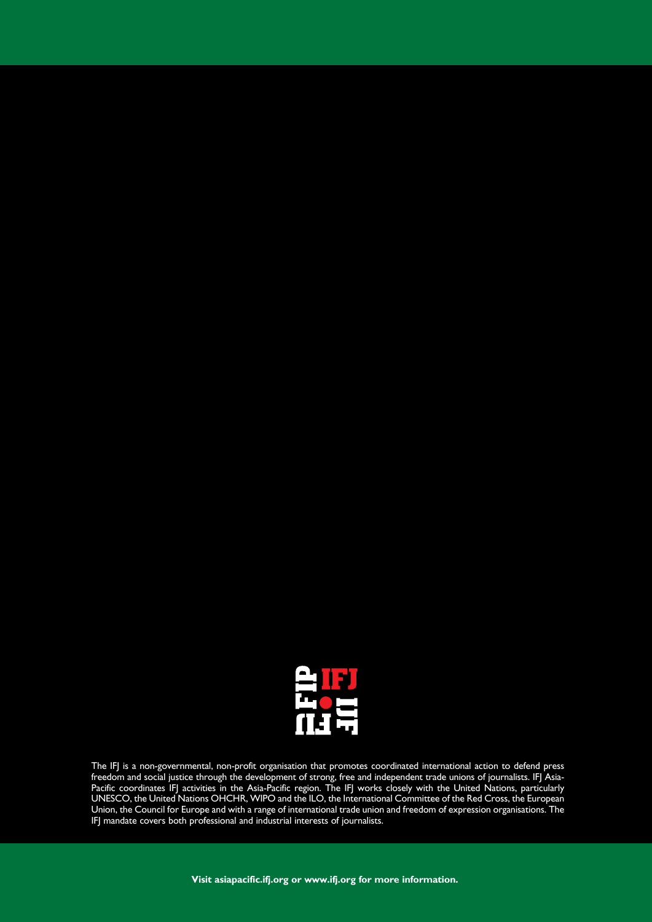The IFJ is a non-governmental, non-profit organisation that promotes coordinated international action to defend press freedom and social justice through the development of strong, free and independent trade unions of journalists. IFJ Asia-Pacific coordinates IFJ activities in the Asia-Pacific region. The IFJ works closely with the United Nations, particularly UNESCO, the United Nations OHCHR, WIPO and the ILO, the International Committee of the Red Cross, the European Union, the Council for Europe and with a range of international trade union and freedom of expression organisations. The IFJ mandate covers both professional and industrial interests of journalists.

**Visit asiapacific.ifj.org or www.ifj.org for more information.**